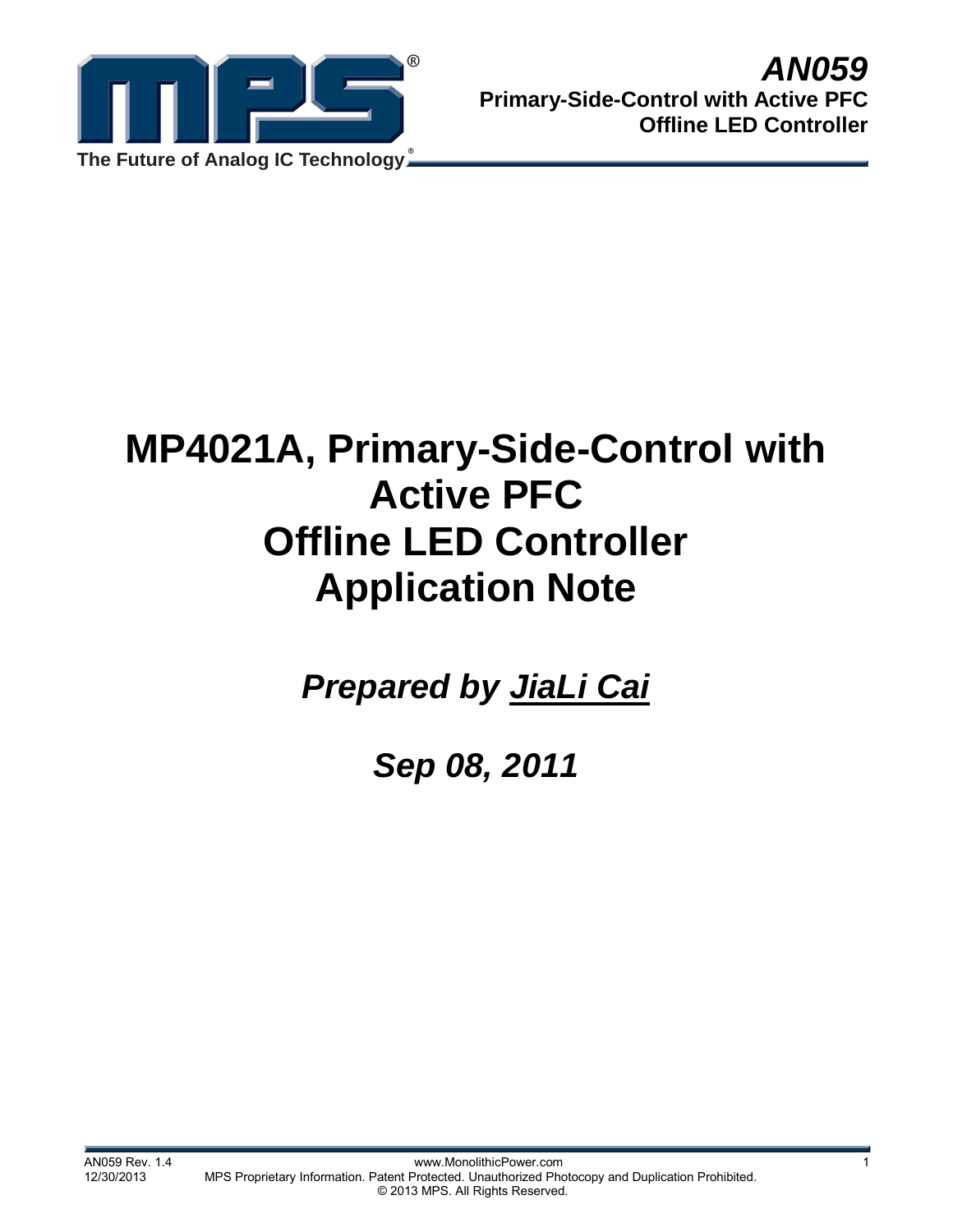# MP4021A, Primary-Side-Control with Active PFC Offline LED Controller Application Note

***Prepared by JiaLi Cai***

***Sep 08, 2011***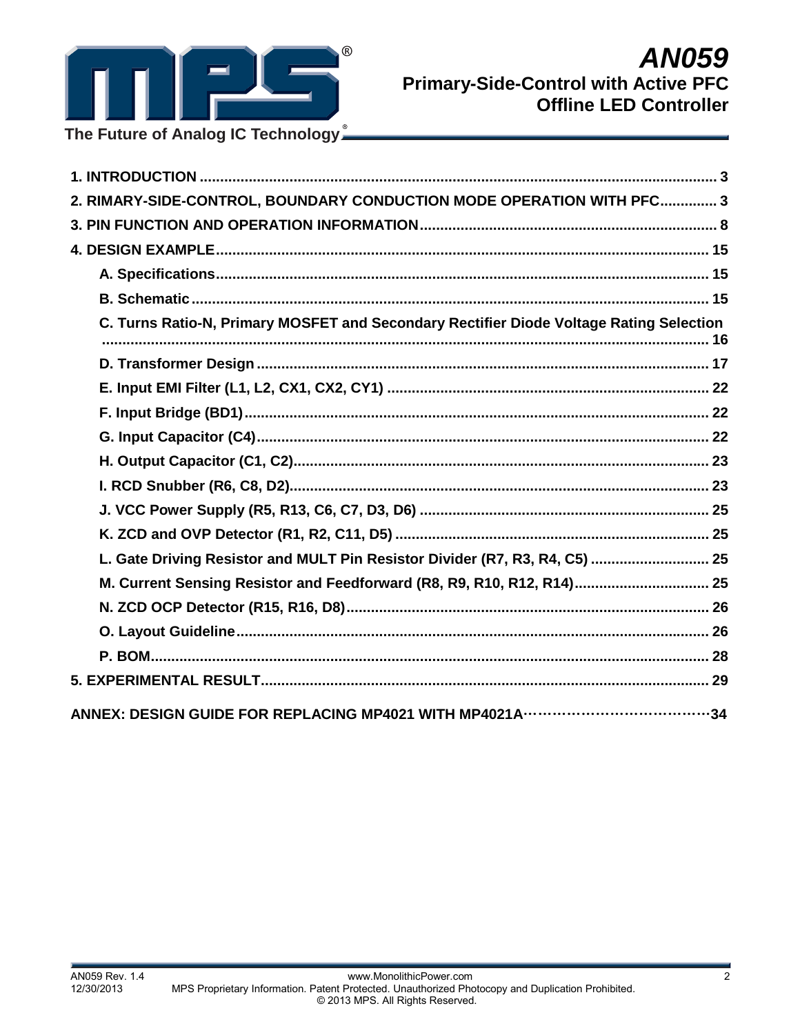# AN059

## Primary-Side-Control with Active PFC Offline LED Controller

The Future of Analog IC Technology®

1. INTRODUCTION ..................................................................................................... 3
2. RIMARY-SIDE-CONTROL, BOUNDARY CONDUCTION MODE OPERATION WITH PFC.............. 3
3. PIN FUNCTION AND OPERATION INFORMATION......................................................... 8
4. DESIGN EXAMPLE..................................................................................................... 15
   - A. Specifications................................................................................................. 15
   - B. Schematic...................................................................................................... 15
   - C. Turns Ratio-N, Primary MOSFET and Secondary Rectifier Diode Voltage Rating Selection ..................................................................................................................... 16
   - D. Transformer Design ....................................................................................... 17
   - E. Input EMI Filter (L1, L2, CX1, CX2, CY1) .......................................................... 22
   - F. Input Bridge (BD1)........................................................................................... 22
   - G. Input Capacitor (C4)........................................................................................ 22
   - H. Output Capacitor (C1, C2)................................................................................ 23
   - I. RCD Snubber (R6, C8, D2)................................................................................. 23
   - J. VCC Power Supply (R5, R13, C6, C7, D3, D6) .................................................. 25
   - K. ZCD and OVP Detector (R1, R2, C11, D5) ......................................................... 25
   - L. Gate Driving Resistor and MULT Pin Resistor Divider (R7, R3, R4, C5) ............. 25
   - M. Current Sensing Resistor and Feedforward (R8, R9, R10, R12, R14).................. 25
   - N. ZCD OCP Detector (R15, R16, D8)..................................................................... 26
   - O. Layout Guideline.............................................................................................. 26
   - P. BOM................................................................................................................ 28
5. EXPERIMENTAL RESULT.......................................................................................... 29

ANNEX: DESIGN GUIDE FOR REPLACING MP4021 WITH MP4021A………………………………34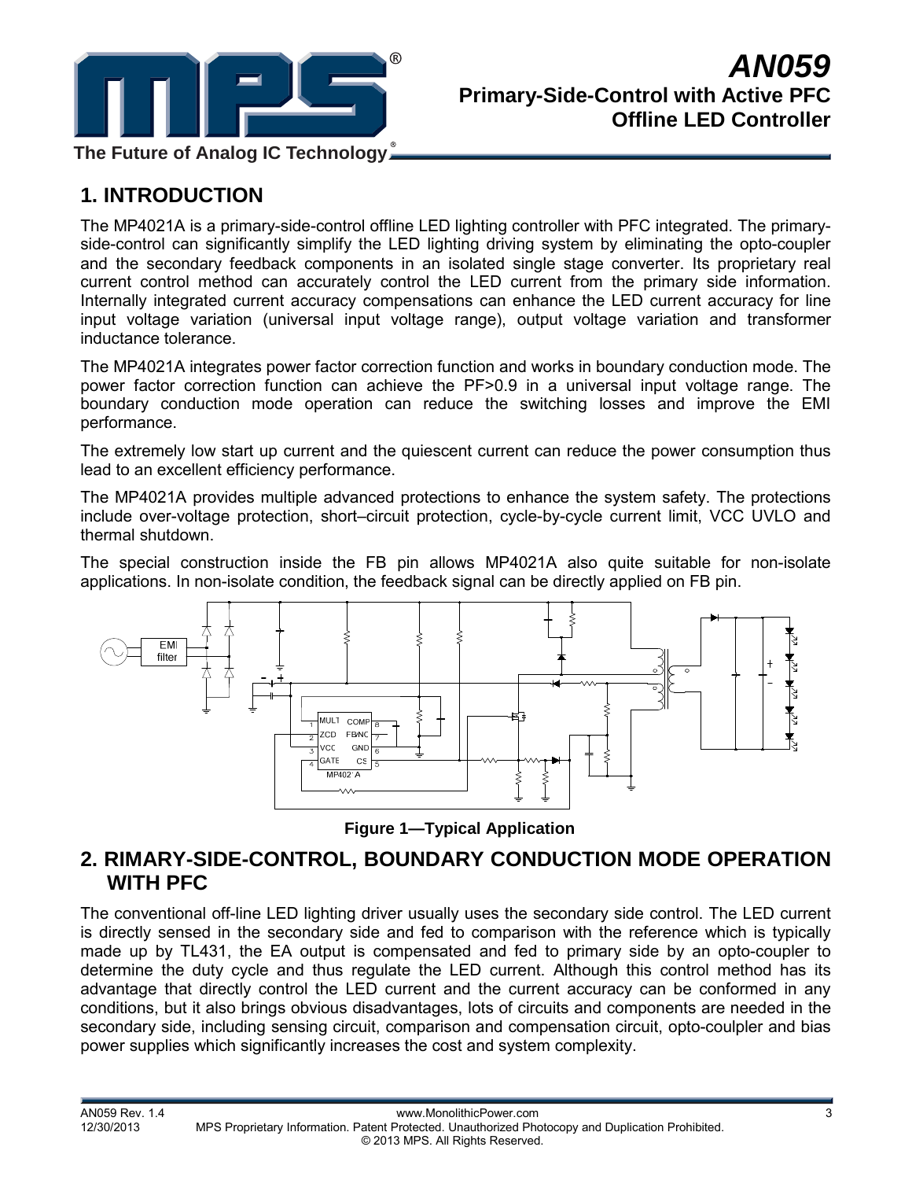## 1. INTRODUCTION

The MP4021A is a primary-side-control offline LED lighting controller with PFC integrated. The primary-side-control can significantly simplify the LED lighting driving system by eliminating the opto-coupler and the secondary feedback components in an isolated single stage converter. Its proprietary real current control method can accurately control the LED current from the primary side information. Internally integrated current accuracy compensations can enhance the LED current accuracy for line input voltage variation (universal input voltage range), output voltage variation and transformer inductance tolerance.

The MP4021A integrates power factor correction function and works in boundary conduction mode. The power factor correction function can achieve the PF>0.9 in a universal input voltage range. The boundary conduction mode operation can reduce the switching losses and improve the EMI performance.

The extremely low start up current and the quiescent current can reduce the power consumption thus lead to an excellent efficiency performance.

The MP4021A provides multiple advanced protections to enhance the system safety. The protections include over-voltage protection, short–circuit protection, cycle-by-cycle current limit, VCC UVLO and thermal shutdown.

The special construction inside the FB pin allows MP4021A also quite suitable for non-isolate applications. In non-isolate condition, the feedback signal can be directly applied on FB pin.

**Figure 1—Typical Application**

## 2. RIMARY-SIDE-CONTROL, BOUNDARY CONDUCTION MODE OPERATION WITH PFC

The conventional off-line LED lighting driver usually uses the secondary side control. The LED current is directly sensed in the secondary side and fed to comparison with the reference which is typically made up by TL431, the EA output is compensated and fed to primary side by an opto-coupler to determine the duty cycle and thus regulate the LED current. Although this control method has its advantage that directly control the LED current and the current accuracy can be conformed in any conditions, but it also brings obvious disadvantages, lots of circuits and components are needed in the secondary side, including sensing circuit, comparison and compensation circuit, opto-coulpler and bias power supplies which significantly increases the cost and system complexity.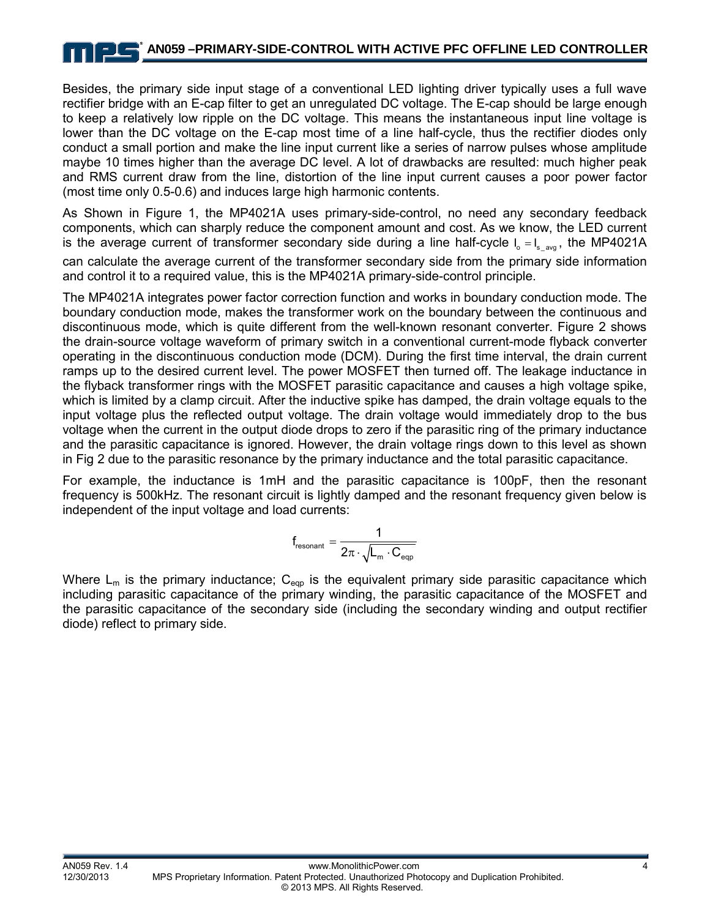Besides, the primary side input stage of a conventional LED lighting driver typically uses a full wave rectifier bridge with an E-cap filter to get an unregulated DC voltage. The E-cap should be large enough to keep a relatively low ripple on the DC voltage. This means the instantaneous input line voltage is lower than the DC voltage on the E-cap most time of a line half-cycle, thus the rectifier diodes only conduct a small portion and make the line input current like a series of narrow pulses whose amplitude maybe 10 times higher than the average DC level. A lot of drawbacks are resulted: much higher peak and RMS current draw from the line, distortion of the line input current causes a poor power factor (most time only 0.5-0.6) and induces large high harmonic contents.

As Shown in Figure 1, the MP4021A uses primary-side-control, no need any secondary feedback components, which can sharply reduce the component amount and cost. As we know, the LED current is the average current of transformer secondary side during a line half-cycle $I_o = I_{s\_avg}$, the MP4021A can calculate the average current of the transformer secondary side from the primary side information and control it to a required value, this is the MP4021A primary-side-control principle.

The MP4021A integrates power factor correction function and works in boundary conduction mode. The boundary conduction mode, makes the transformer work on the boundary between the continuous and discontinuous mode, which is quite different from the well-known resonant converter. Figure 2 shows the drain-source voltage waveform of primary switch in a conventional current-mode flyback converter operating in the discontinuous conduction mode (DCM). During the first time interval, the drain current ramps up to the desired current level. The power MOSFET then turned off. The leakage inductance in the flyback transformer rings with the MOSFET parasitic capacitance and causes a high voltage spike, which is limited by a clamp circuit. After the inductive spike has damped, the drain voltage equals to the input voltage plus the reflected output voltage. The drain voltage would immediately drop to the bus voltage when the current in the output diode drops to zero if the parasitic ring of the primary inductance and the parasitic capacitance is ignored. However, the drain voltage rings down to this level as shown in Fig 2 due to the parasitic resonance by the primary inductance and the total parasitic capacitance.

For example, the inductance is 1mH and the parasitic capacitance is 100pF, then the resonant frequency is 500kHz. The resonant circuit is lightly damped and the resonant frequency given below is independent of the input voltage and load currents:

$$f_{resonant} = \frac{1}{2\pi \cdot \sqrt{L_m \cdot C_{eqp}}}$$

Where $L_m$ is the primary inductance; $C_{eqp}$ is the equivalent primary side parasitic capacitance which including parasitic capacitance of the primary winding, the parasitic capacitance of the MOSFET and the parasitic capacitance of the secondary side (including the secondary winding and output rectifier diode) reflect to primary side.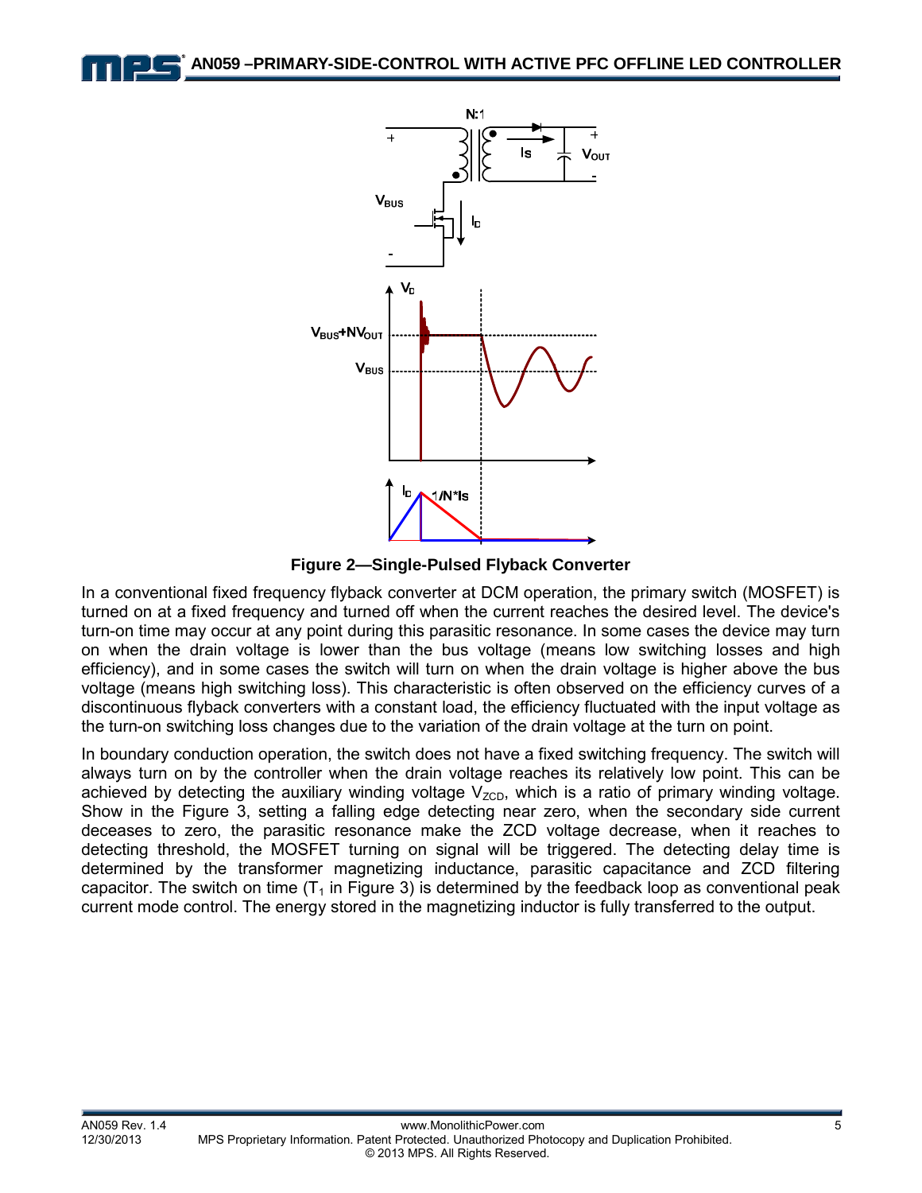Figure 2—Single-Pulsed Flyback Converter

In a conventional fixed frequency flyback converter at DCM operation, the primary switch (MOSFET) is turned on at a fixed frequency and turned off when the current reaches the desired level. The device's turn-on time may occur at any point during this parasitic resonance. In some cases the device may turn on when the drain voltage is lower than the bus voltage (means low switching losses and high efficiency), and in some cases the switch will turn on when the drain voltage is higher above the bus voltage (means high switching loss). This characteristic is often observed on the efficiency curves of a discontinuous flyback converters with a constant load, the efficiency fluctuated with the input voltage as the turn-on switching loss changes due to the variation of the drain voltage at the turn on point.

In boundary conduction operation, the switch does not have a fixed switching frequency. The switch will always turn on by the controller when the drain voltage reaches its relatively low point. This can be achieved by detecting the auxiliary winding voltage $V_{ZCD}$, which is a ratio of primary winding voltage. Show in the Figure 3, setting a falling edge detecting near zero, when the secondary side current deceases to zero, the parasitic resonance make the ZCD voltage decrease, when it reaches to detecting threshold, the MOSFET turning on signal will be triggered. The detecting delay time is determined by the transformer magnetizing inductance, parasitic capacitance and ZCD filtering capacitor. The switch on time ($T_1$ in Figure 3) is determined by the feedback loop as conventional peak current mode control. The energy stored in the magnetizing inductor is fully transferred to the output.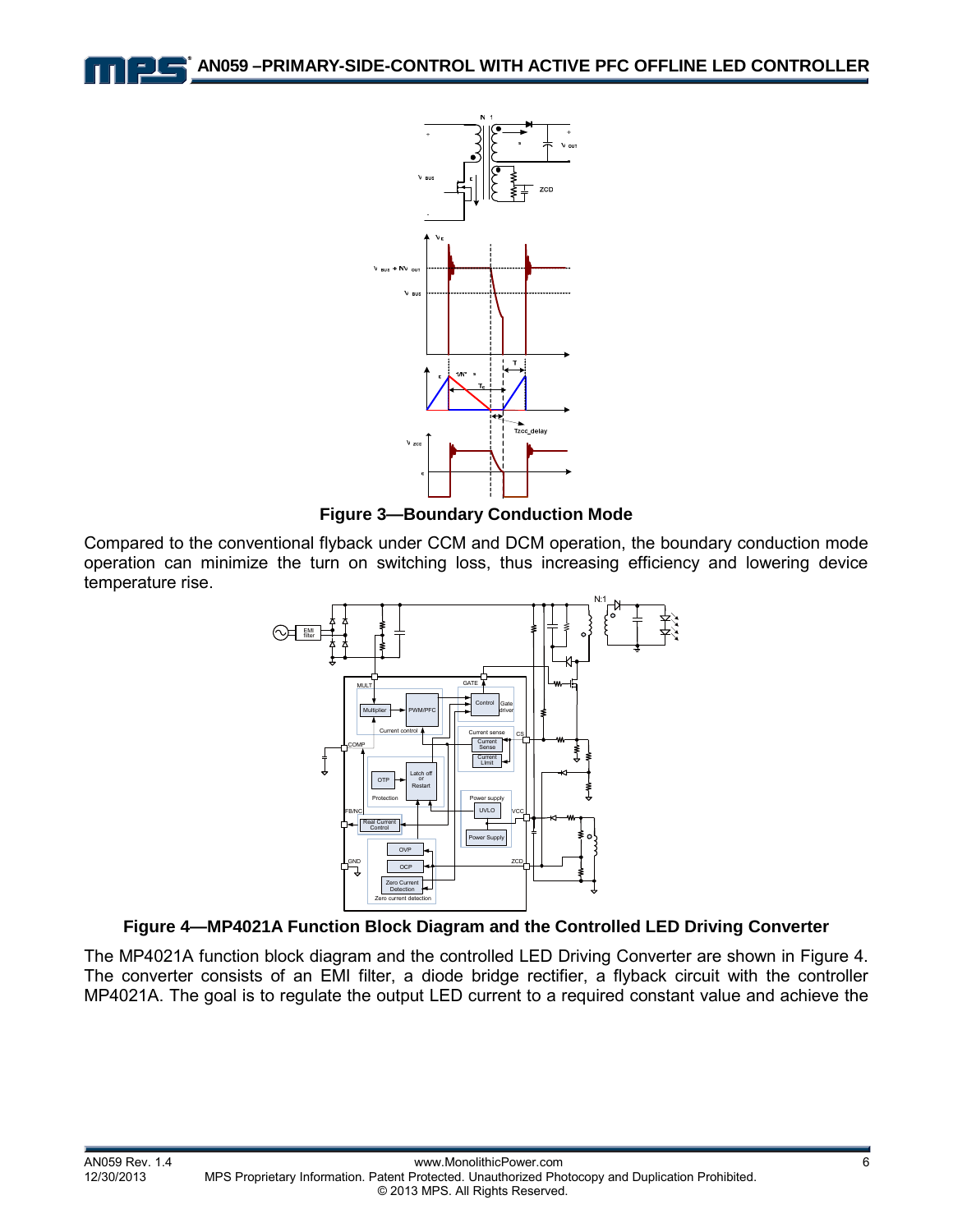**Figure 3—Boundary Conduction Mode**

Compared to the conventional flyback under CCM and DCM operation, the boundary conduction mode operation can minimize the turn on switching loss, thus increasing efficiency and lowering device temperature rise.

**Figure 4—MP4021A Function Block Diagram and the Controlled LED Driving Converter**

The MP4021A function block diagram and the controlled LED Driving Converter are shown in Figure 4. The converter consists of an EMI filter, a diode bridge rectifier, a flyback circuit with the controller MP4021A. The goal is to regulate the output LED current to a required constant value and achieve the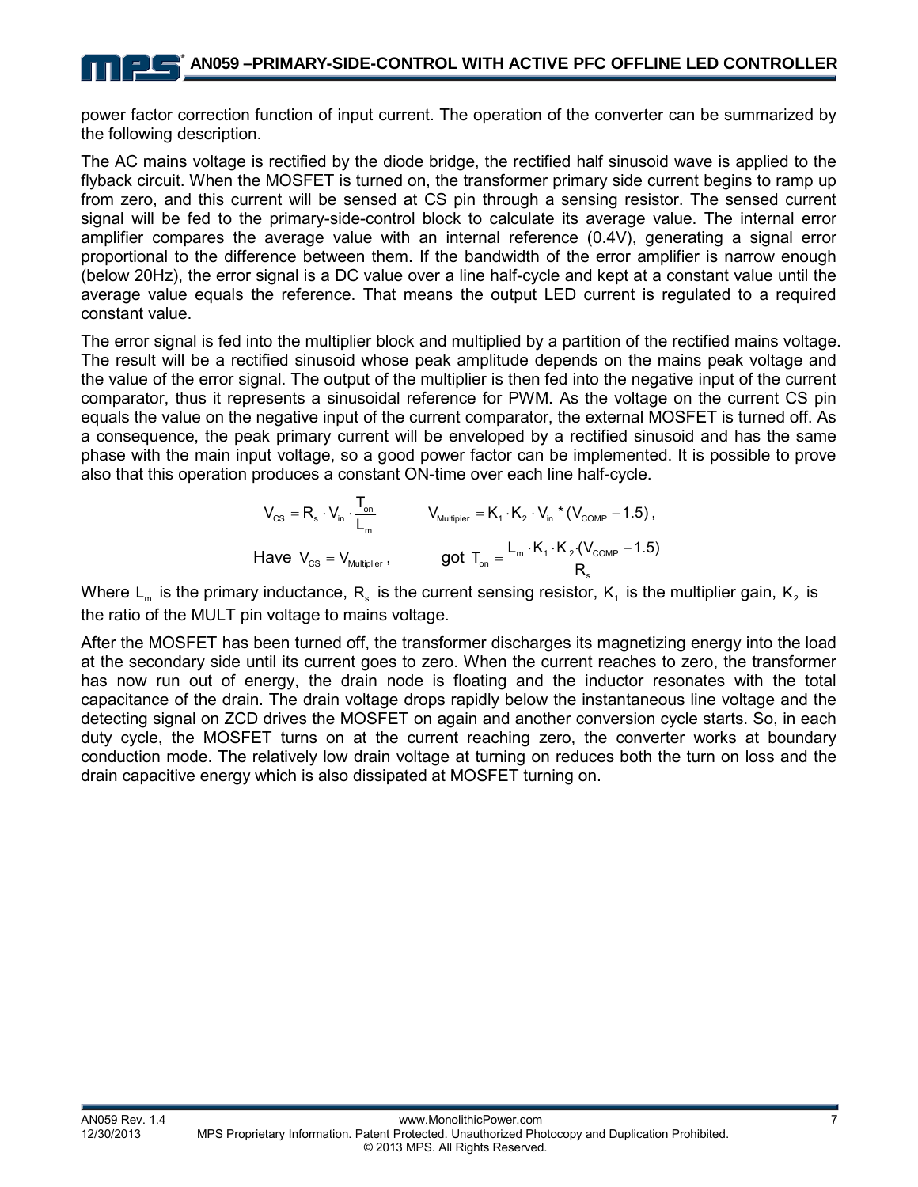power factor correction function of input current. The operation of the converter can be summarized by the following description.

The AC mains voltage is rectified by the diode bridge, the rectified half sinusoid wave is applied to the flyback circuit. When the MOSFET is turned on, the transformer primary side current begins to ramp up from zero, and this current will be sensed at CS pin through a sensing resistor. The sensed current signal will be fed to the primary-side-control block to calculate its average value. The internal error amplifier compares the average value with an internal reference (0.4V), generating a signal error proportional to the difference between them. If the bandwidth of the error amplifier is narrow enough (below 20Hz), the error signal is a DC value over a line half-cycle and kept at a constant value until the average value equals the reference. That means the output LED current is regulated to a required constant value.

The error signal is fed into the multiplier block and multiplied by a partition of the rectified mains voltage. The result will be a rectified sinusoid whose peak amplitude depends on the mains peak voltage and the value of the error signal. The output of the multiplier is then fed into the negative input of the current comparator, thus it represents a sinusoidal reference for PWM. As the voltage on the current CS pin equals the value on the negative input of the current comparator, the external MOSFET is turned off. As a consequence, the peak primary current will be enveloped by a rectified sinusoid and has the same phase with the main input voltage, so a good power factor can be implemented. It is possible to prove also that this operation produces a constant ON-time over each line half-cycle.

$$V_{CS} = R_s \cdot V_{in} \cdot \frac{T_{on}}{L_m} \qquad V_{Multipier} = K_1 \cdot K_2 \cdot V_{in} * (V_{COMP} - 1.5),$$

$$\text{Have } V_{CS} = V_{Multiplier}, \qquad \text{got } T_{on} = \frac{L_m \cdot K_1 \cdot K_2 \cdot (V_{COMP} - 1.5)}{R_s}$$

Where $L_m$ is the primary inductance, $R_s$ is the current sensing resistor, $K_1$ is the multiplier gain, $K_2$ is the ratio of the MULT pin voltage to mains voltage.

After the MOSFET has been turned off, the transformer discharges its magnetizing energy into the load at the secondary side until its current goes to zero. When the current reaches to zero, the transformer has now run out of energy, the drain node is floating and the inductor resonates with the total capacitance of the drain. The drain voltage drops rapidly below the instantaneous line voltage and the detecting signal on ZCD drives the MOSFET on again and another conversion cycle starts. So, in each duty cycle, the MOSFET turns on at the current reaching zero, the converter works at boundary conduction mode. The relatively low drain voltage at turning on reduces both the turn on loss and the drain capacitive energy which is also dissipated at MOSFET turning on.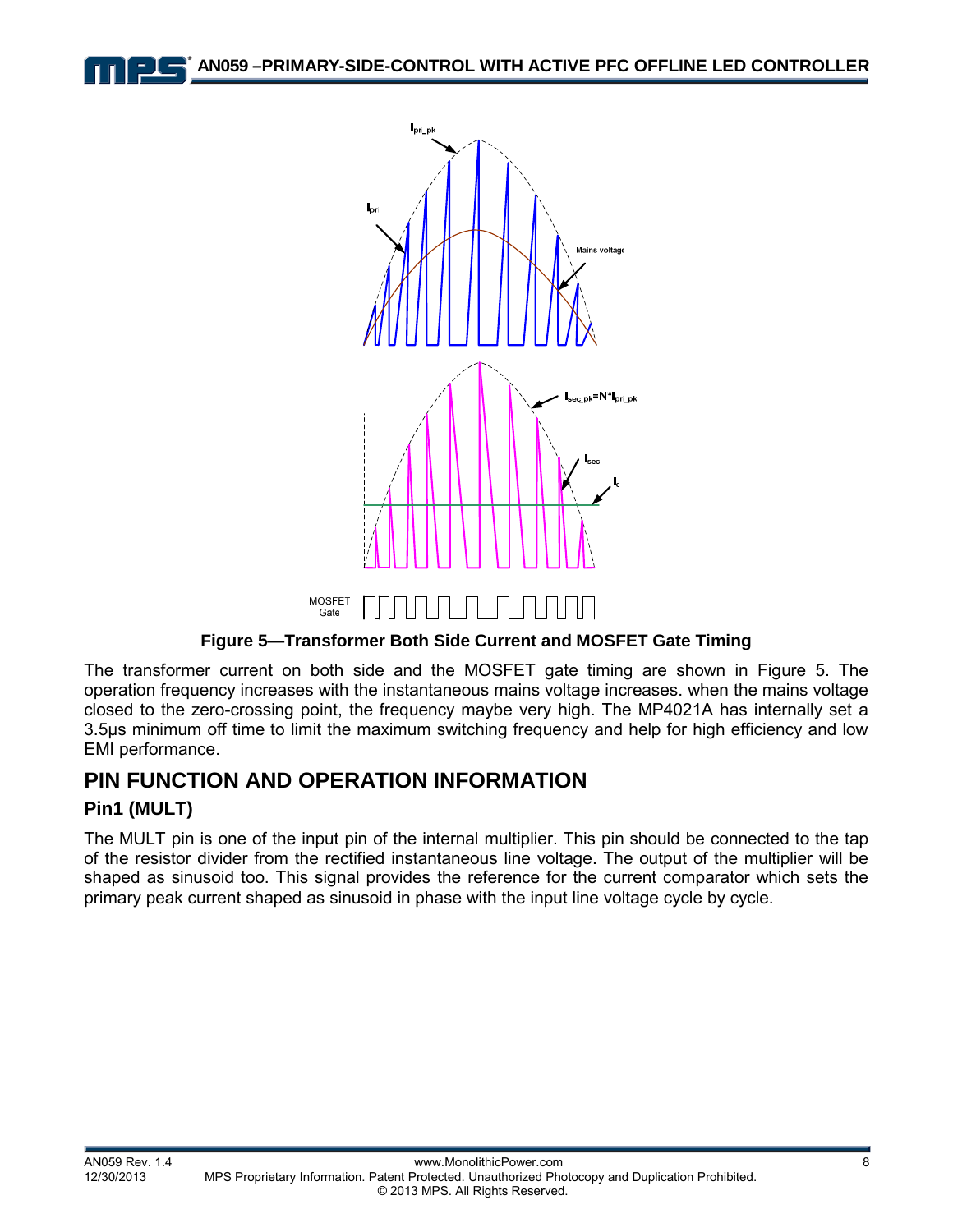Figure 5—Transformer Both Side Current and MOSFET Gate Timing

The transformer current on both side and the MOSFET gate timing are shown in Figure 5. The operation frequency increases with the instantaneous mains voltage increases. when the mains voltage closed to the zero-crossing point, the frequency maybe very high. The MP4021A has internally set a 3.5µs minimum off time to limit the maximum switching frequency and help for high efficiency and low EMI performance.

## PIN FUNCTION AND OPERATION INFORMATION

### Pin1 (MULT)

The MULT pin is one of the input pin of the internal multiplier. This pin should be connected to the tap of the resistor divider from the rectified instantaneous line voltage. The output of the multiplier will be shaped as sinusoid too. This signal provides the reference for the current comparator which sets the primary peak current shaped as sinusoid in phase with the input line voltage cycle by cycle.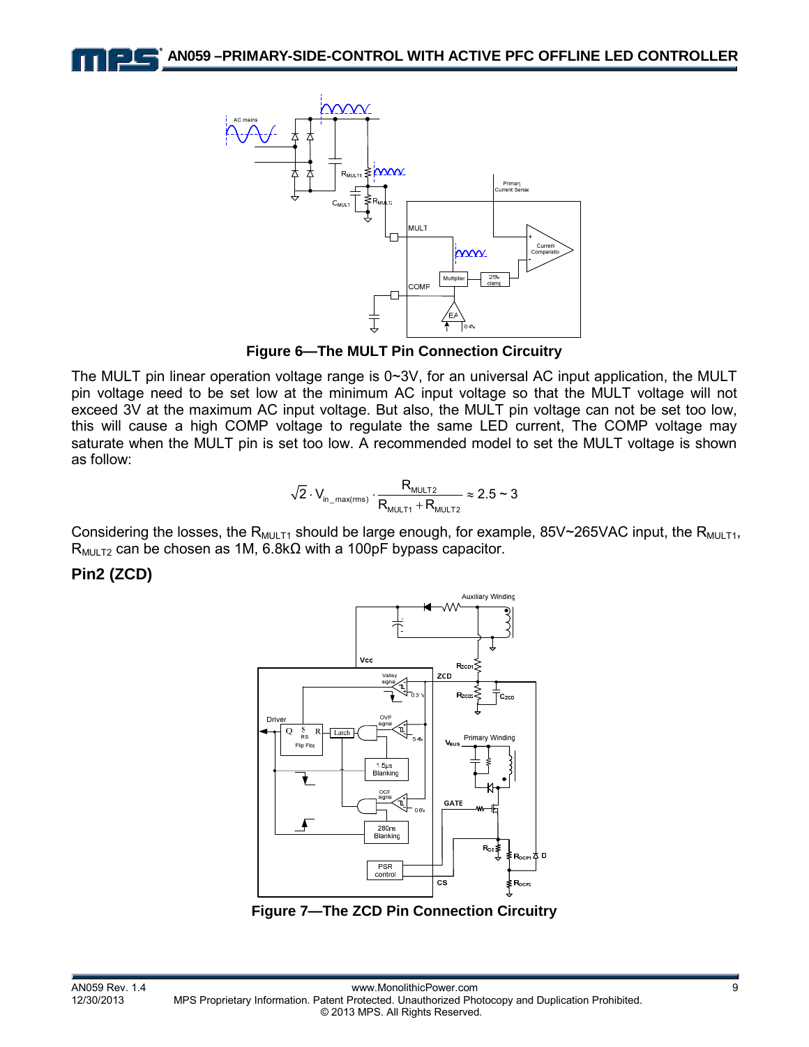Figure 6—The MULT Pin Connection Circuitry

The MULT pin linear operation voltage range is 0~3V, for an universal AC input application, the MULT pin voltage need to be set low at the minimum AC input voltage so that the MULT voltage will not exceed 3V at the maximum AC input voltage. But also, the MULT pin voltage can not be set too low, this will cause a high COMP voltage to regulate the same LED current, The COMP voltage may saturate when the MULT pin is set too low. A recommended model to set the MULT voltage is shown as follow:

$$\sqrt{2} \cdot V_{in\_max(rms)} \cdot \frac{R_{MULT2}}{R_{MULT1} + R_{MULT2}} \approx 2.5 \sim 3$$

Considering the losses, the $R_{MULT1}$ should be large enough, for example, 85V~265VAC input, the $R_{MULT1}$, $R_{MULT2}$ can be chosen as 1M, 6.8kΩ with a 100pF bypass capacitor.

## Pin2 (ZCD)

Figure 7—The ZCD Pin Connection Circuitry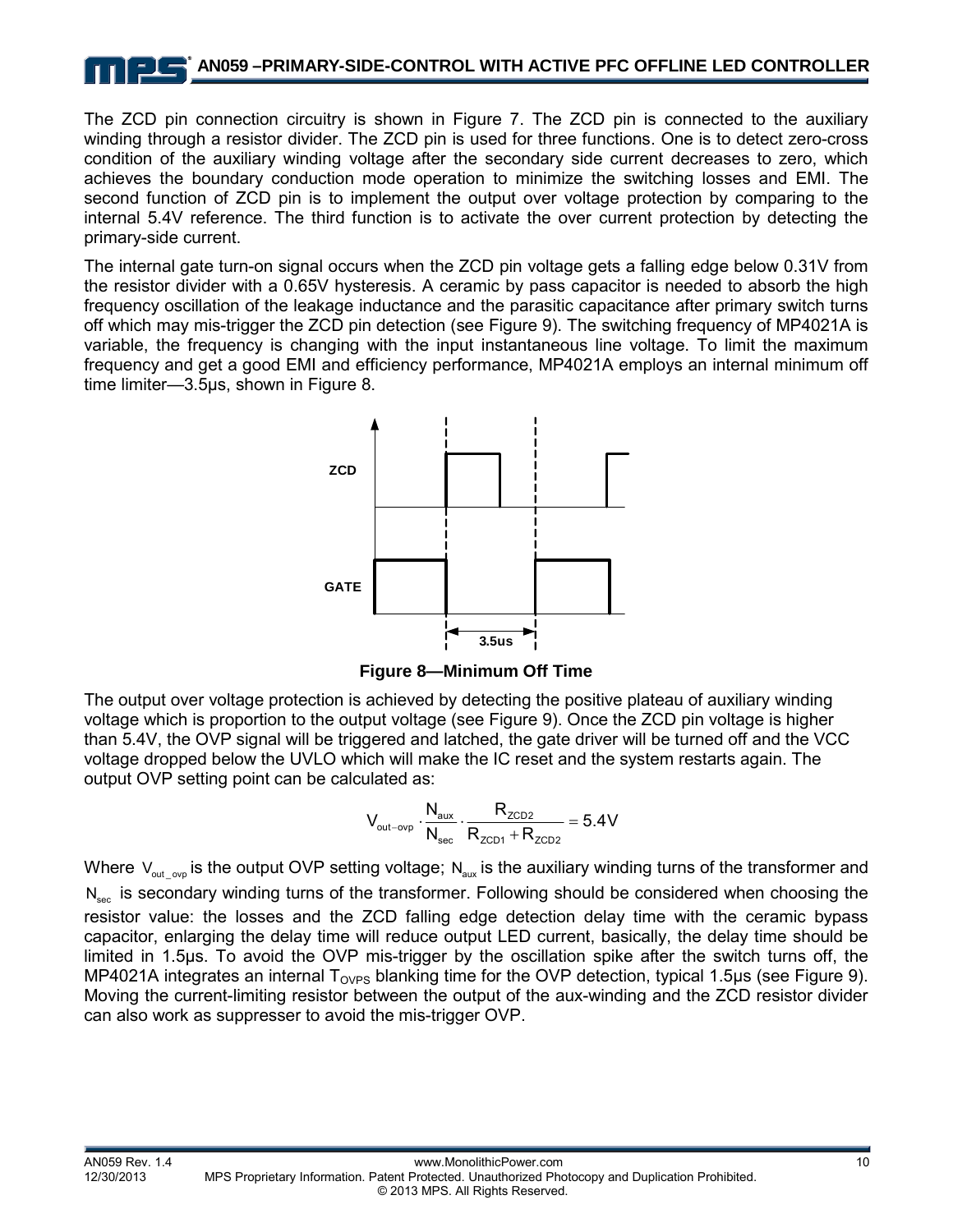The ZCD pin connection circuitry is shown in Figure 7. The ZCD pin is connected to the auxiliary winding through a resistor divider. The ZCD pin is used for three functions. One is to detect zero-cross condition of the auxiliary winding voltage after the secondary side current decreases to zero, which achieves the boundary conduction mode operation to minimize the switching losses and EMI. The second function of ZCD pin is to implement the output over voltage protection by comparing to the internal 5.4V reference. The third function is to activate the over current protection by detecting the primary-side current.

The internal gate turn-on signal occurs when the ZCD pin voltage gets a falling edge below 0.31V from the resistor divider with a 0.65V hysteresis. A ceramic by pass capacitor is needed to absorb the high frequency oscillation of the leakage inductance and the parasitic capacitance after primary switch turns off which may mis-trigger the ZCD pin detection (see Figure 9). The switching frequency of MP4021A is variable, the frequency is changing with the input instantaneous line voltage. To limit the maximum frequency and get a good EMI and efficiency performance, MP4021A employs an internal minimum off time limiter—3.5μs, shown in Figure 8.

**Figure 8—Minimum Off Time**

The output over voltage protection is achieved by detecting the positive plateau of auxiliary winding voltage which is proportion to the output voltage (see Figure 9). Once the ZCD pin voltage is higher than 5.4V, the OVP signal will be triggered and latched, the gate driver will be turned off and the VCC voltage dropped below the UVLO which will make the IC reset and the system restarts again. The output OVP setting point can be calculated as:

$$V_{out-ovp} \cdot \frac{N_{aux}}{N_{sec}} \cdot \frac{R_{ZCD2}}{R_{ZCD1} + R_{ZCD2}} = 5.4V$$

Where $V_{out\_ovp}$ is the output OVP setting voltage; $N_{aux}$ is the auxiliary winding turns of the transformer and $N_{sec}$ is secondary winding turns of the transformer. Following should be considered when choosing the resistor value: the losses and the ZCD falling edge detection delay time with the ceramic bypass capacitor, enlarging the delay time will reduce output LED current, basically, the delay time should be limited in 1.5μs. To avoid the OVP mis-trigger by the oscillation spike after the switch turns off, the MP4021A integrates an internal $T_{OVPS}$ blanking time for the OVP detection, typical 1.5μs (see Figure 9). Moving the current-limiting resistor between the output of the aux-winding and the ZCD resistor divider can also work as suppresser to avoid the mis-trigger OVP.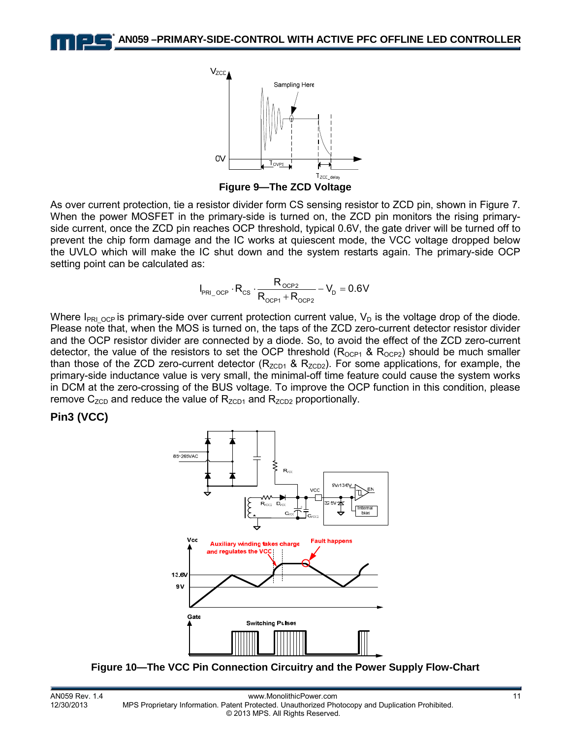Figure 9—The ZCD Voltage

As over current protection, tie a resistor divider form CS sensing resistor to ZCD pin, shown in Figure 7. When the power MOSFET in the primary-side is turned on, the ZCD pin monitors the rising primary-side current, once the ZCD pin reaches OCP threshold, typical 0.6V, the gate driver will be turned off to prevent the chip form damage and the IC works at quiescent mode, the VCC voltage dropped below the UVLO which will make the IC shut down and the system restarts again. The primary-side OCP setting point can be calculated as:

$$I_{PRI\_OCP} \cdot R_{CS} \cdot \frac{R_{OCP2}}{R_{OCP1} + R_{OCP2}} - V_D = 0.6V$$

Where $I_{PRI\_OCP}$ is primary-side over current protection current value, $V_D$ is the voltage drop of the diode. Please note that, when the MOS is turned on, the taps of the ZCD zero-current detector resistor divider and the OCP resistor divider are connected by a diode. So, to avoid the effect of the ZCD zero-current detector, the value of the resistors to set the OCP threshold ($R_{OCP1}$ & $R_{OCP2}$) should be much smaller than those of the ZCD zero-current detector ($R_{ZCD1}$ & $R_{ZCD2}$). For some applications, for example, the primary-side inductance value is very small, the minimal-off time feature could cause the system works in DCM at the zero-crossing of the BUS voltage. To improve the OCP function in this condition, please remove $C_{ZCD}$ and reduce the value of $R_{ZCD1}$ and $R_{ZCD2}$ proportionally.

### Pin3 (VCC)

Figure 10—The VCC Pin Connection Circuitry and the Power Supply Flow-Chart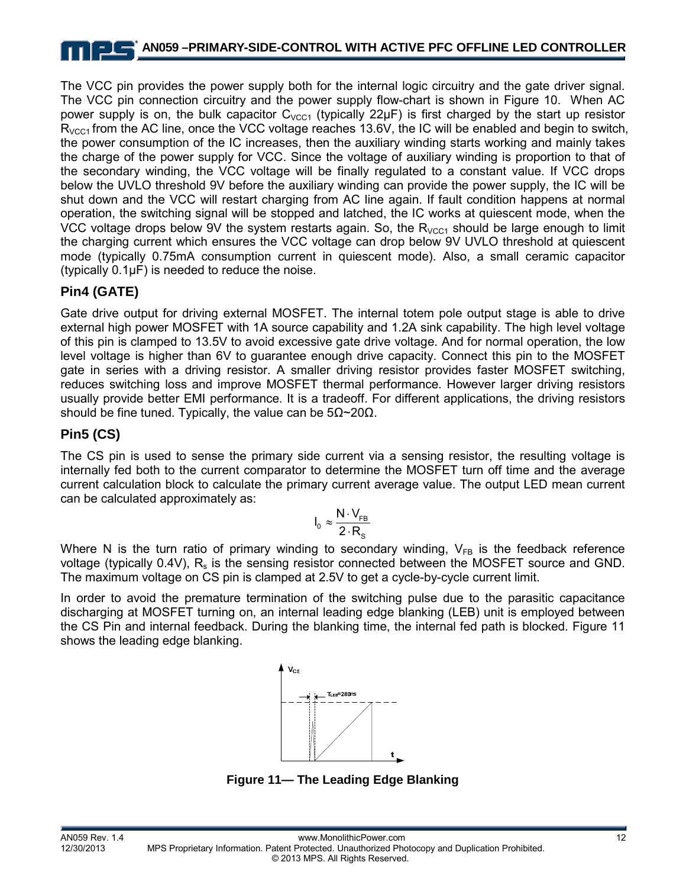The VCC pin provides the power supply both for the internal logic circuitry and the gate driver signal. The VCC pin connection circuitry and the power supply flow-chart is shown in Figure 10. When AC power supply is on, the bulk capacitor $C_{VCC1}$ (typically 22μF) is first charged by the start up resistor $R_{VCC1}$ from the AC line, once the VCC voltage reaches 13.6V, the IC will be enabled and begin to switch, the power consumption of the IC increases, then the auxiliary winding starts working and mainly takes the charge of the power supply for VCC. Since the voltage of auxiliary winding is proportion to that of the secondary winding, the VCC voltage will be finally regulated to a constant value. If VCC drops below the UVLO threshold 9V before the auxiliary winding can provide the power supply, the IC will be shut down and the VCC will restart charging from AC line again. If fault condition happens at normal operation, the switching signal will be stopped and latched, the IC works at quiescent mode, when the VCC voltage drops below 9V the system restarts again. So, the $R_{VCC1}$ should be large enough to limit the charging current which ensures the VCC voltage can drop below 9V UVLO threshold at quiescent mode (typically 0.75mA consumption current in quiescent mode). Also, a small ceramic capacitor (typically 0.1μF) is needed to reduce the noise.

### Pin4 (GATE)

Gate drive output for driving external MOSFET. The internal totem pole output stage is able to drive external high power MOSFET with 1A source capability and 1.2A sink capability. The high level voltage of this pin is clamped to 13.5V to avoid excessive gate drive voltage. And for normal operation, the low level voltage is higher than 6V to guarantee enough drive capacity. Connect this pin to the MOSFET gate in series with a driving resistor. A smaller driving resistor provides faster MOSFET switching, reduces switching loss and improve MOSFET thermal performance. However larger driving resistors usually provide better EMI performance. It is a tradeoff. For different applications, the driving resistors should be fine tuned. Typically, the value can be 5Ω~20Ω.

### Pin5 (CS)

The CS pin is used to sense the primary side current via a sensing resistor, the resulting voltage is internally fed both to the current comparator to determine the MOSFET turn off time and the average current calculation block to calculate the primary current average value. The output LED mean current can be calculated approximately as:

$$I_0 \approx \frac{N \cdot V_{FB}}{2 \cdot R_S}$$

Where N is the turn ratio of primary winding to secondary winding, $V_{FB}$ is the feedback reference voltage (typically 0.4V), $R_s$ is the sensing resistor connected between the MOSFET source and GND. The maximum voltage on CS pin is clamped at 2.5V to get a cycle-by-cycle current limit.

In order to avoid the premature termination of the switching pulse due to the parasitic capacitance discharging at MOSFET turning on, an internal leading edge blanking (LEB) unit is employed between the CS Pin and internal feedback. During the blanking time, the internal fed path is blocked. Figure 11 shows the leading edge blanking.

**Figure 11— The Leading Edge Blanking**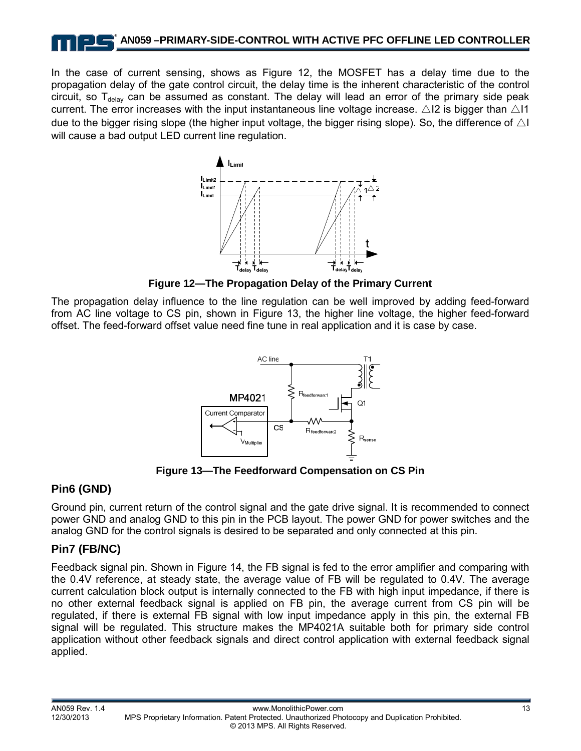In the case of current sensing, shows as Figure 12, the MOSFET has a delay time due to the propagation delay of the gate control circuit, the delay time is the inherent characteristic of the control circuit, so $T_{delay}$ can be assumed as constant. The delay will lead an error of the primary side peak current. The error increases with the input instantaneous line voltage increase. △I2 is bigger than △I1 due to the bigger rising slope (the higher input voltage, the bigger rising slope). So, the difference of △I will cause a bad output LED current line regulation.

**Figure 12—The Propagation Delay of the Primary Current**

The propagation delay influence to the line regulation can be well improved by adding feed-forward from AC line voltage to CS pin, shown in Figure 13, the higher line voltage, the higher feed-forward offset. The feed-forward offset value need fine tune in real application and it is case by case.

**Figure 13—The Feedforward Compensation on CS Pin**

## Pin6 (GND)

Ground pin, current return of the control signal and the gate drive signal. It is recommended to connect power GND and analog GND to this pin in the PCB layout. The power GND for power switches and the analog GND for the control signals is desired to be separated and only connected at this pin.

## Pin7 (FB/NC)

Feedback signal pin. Shown in Figure 14, the FB signal is fed to the error amplifier and comparing with the 0.4V reference, at steady state, the average value of FB will be regulated to 0.4V. The average current calculation block output is internally connected to the FB with high input impedance, if there is no other external feedback signal is applied on FB pin, the average current from CS pin will be regulated, if there is external FB signal with low input impedance apply in this pin, the external FB signal will be regulated. This structure makes the MP4021A suitable both for primary side control application without other feedback signals and direct control application with external feedback signal applied.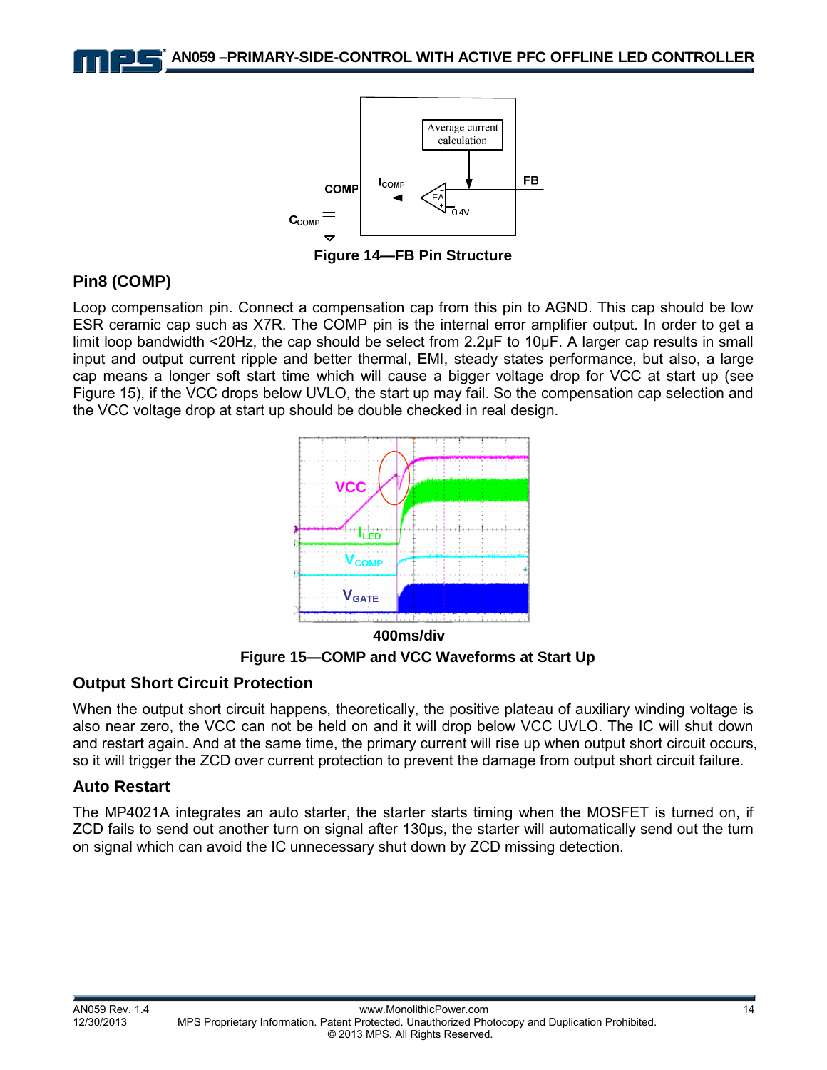Figure 14—FB Pin Structure

## Pin8 (COMP)

Loop compensation pin. Connect a compensation cap from this pin to AGND. This cap should be low ESR ceramic cap such as X7R. The COMP pin is the internal error amplifier output. In order to get a limit loop bandwidth <20Hz, the cap should be select from 2.2µF to 10µF. A larger cap results in small input and output current ripple and better thermal, EMI, steady states performance, but also, a large cap means a longer soft start time which will cause a bigger voltage drop for VCC at start up (see Figure 15), if the VCC drops below UVLO, the start up may fail. So the compensation cap selection and the VCC voltage drop at start up should be double checked in real design.

400ms/div

Figure 15—COMP and VCC Waveforms at Start Up

## Output Short Circuit Protection

When the output short circuit happens, theoretically, the positive plateau of auxiliary winding voltage is also near zero, the VCC can not be held on and it will drop below VCC UVLO. The IC will shut down and restart again. And at the same time, the primary current will rise up when output short circuit occurs, so it will trigger the ZCD over current protection to prevent the damage from output short circuit failure.

## Auto Restart

The MP4021A integrates an auto starter, the starter starts timing when the MOSFET is turned on, if ZCD fails to send out another turn on signal after 130µs, the starter will automatically send out the turn on signal which can avoid the IC unnecessary shut down by ZCD missing detection.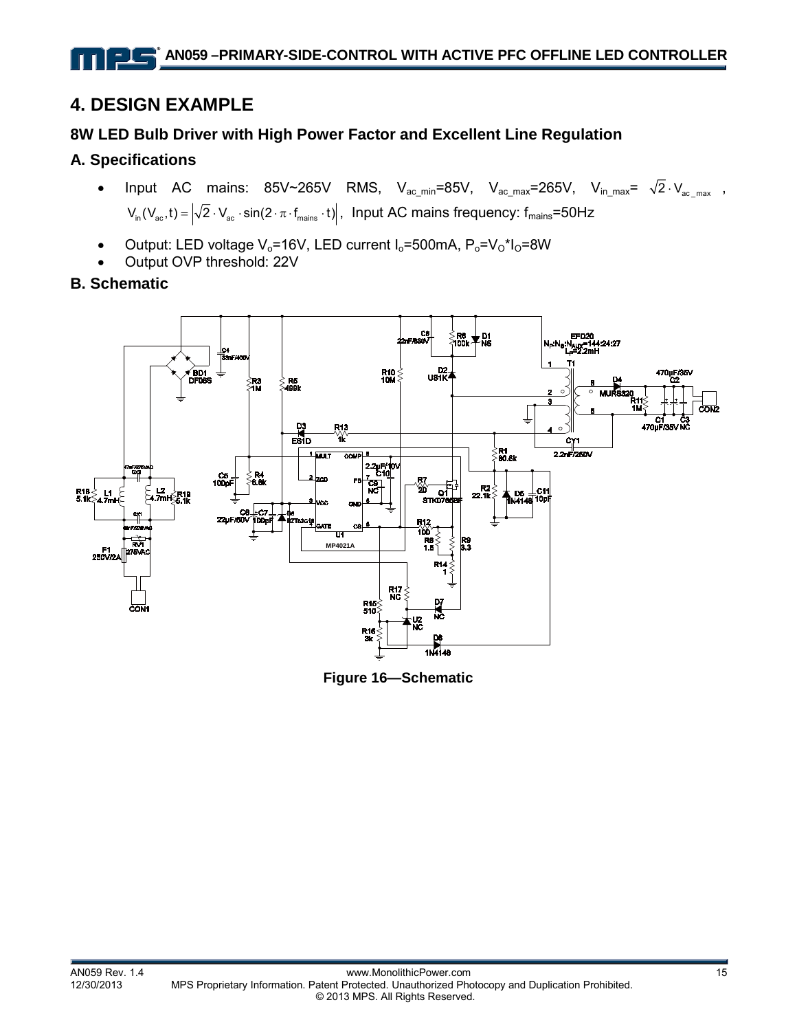# 4. DESIGN EXAMPLE

## 8W LED Bulb Driver with High Power Factor and Excellent Line Regulation

### A. Specifications

- Input AC mains: 85V~265V RMS, $V_{ac\_min}$=85V, $V_{ac\_max}$=265V, $V_{in\_max}$= $\sqrt{2} \cdot V_{ac\_max}$ , $V_{in}(V_{ac}, t) = \left|\sqrt{2} \cdot V_{ac} \cdot \sin(2 \cdot \pi \cdot f_{mains} \cdot t)\right|$, Input AC mains frequency: $f_{mains}$=50Hz
- Output: LED voltage $V_o$=16V, LED current $I_o$=500mA, $P_o$=$V_O$*$I_O$=8W
- Output OVP threshold: 22V

### B. Schematic

Figure 16—Schematic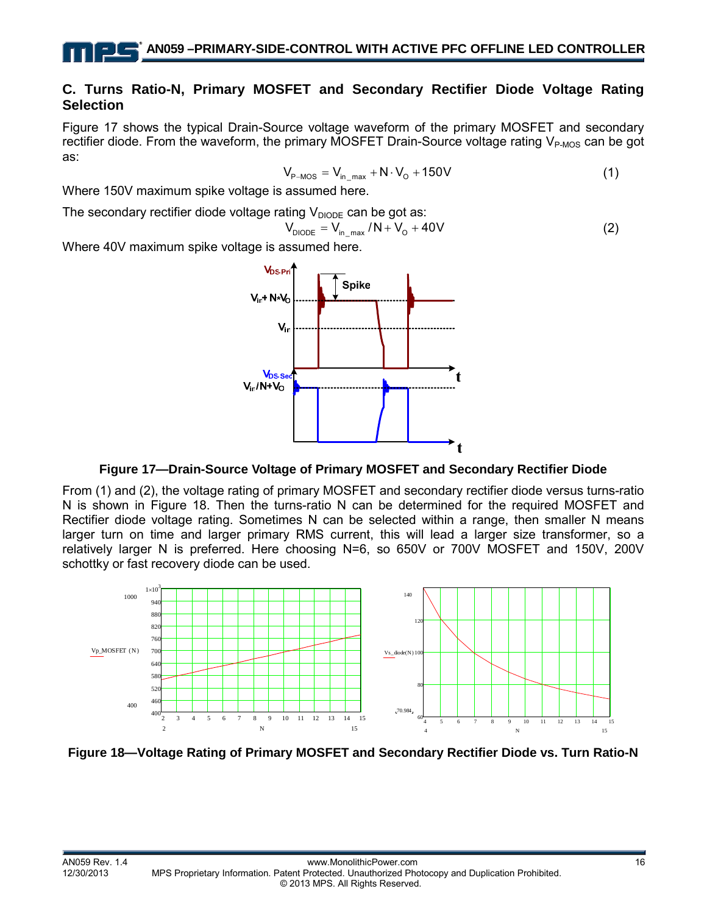### C. Turns Ratio-N, Primary MOSFET and Secondary Rectifier Diode Voltage Rating Selection

Figure 17 shows the typical Drain-Source voltage waveform of the primary MOSFET and secondary rectifier diode. From the waveform, the primary MOSFET Drain-Source voltage rating $V_{P\text{-}MOS}$ can be got as:

$$V_{P-MOS} = V_{in\_max} + N \cdot V_O + 150V \qquad (1)$$

Where 150V maximum spike voltage is assumed here.

The secondary rectifier diode voltage rating $V_{DIODE}$ can be got as:

$$V_{DIODE} = V_{in\_max} / N + V_O + 40V \qquad (2)$$

Where 40V maximum spike voltage is assumed here.

**Figure 17—Drain-Source Voltage of Primary MOSFET and Secondary Rectifier Diode**

From (1) and (2), the voltage rating of primary MOSFET and secondary rectifier diode versus turns-ratio N is shown in Figure 18. Then the turns-ratio N can be determined for the required MOSFET and Rectifier diode voltage rating. Sometimes N can be selected within a range, then smaller N means larger turn on time and larger primary RMS current, this will lead a larger size transformer, so a relatively larger N is preferred. Here choosing N=6, so 650V or 700V MOSFET and 150V, 200V schottky or fast recovery diode can be used.

**Figure 18—Voltage Rating of Primary MOSFET and Secondary Rectifier Diode vs. Turn Ratio-N**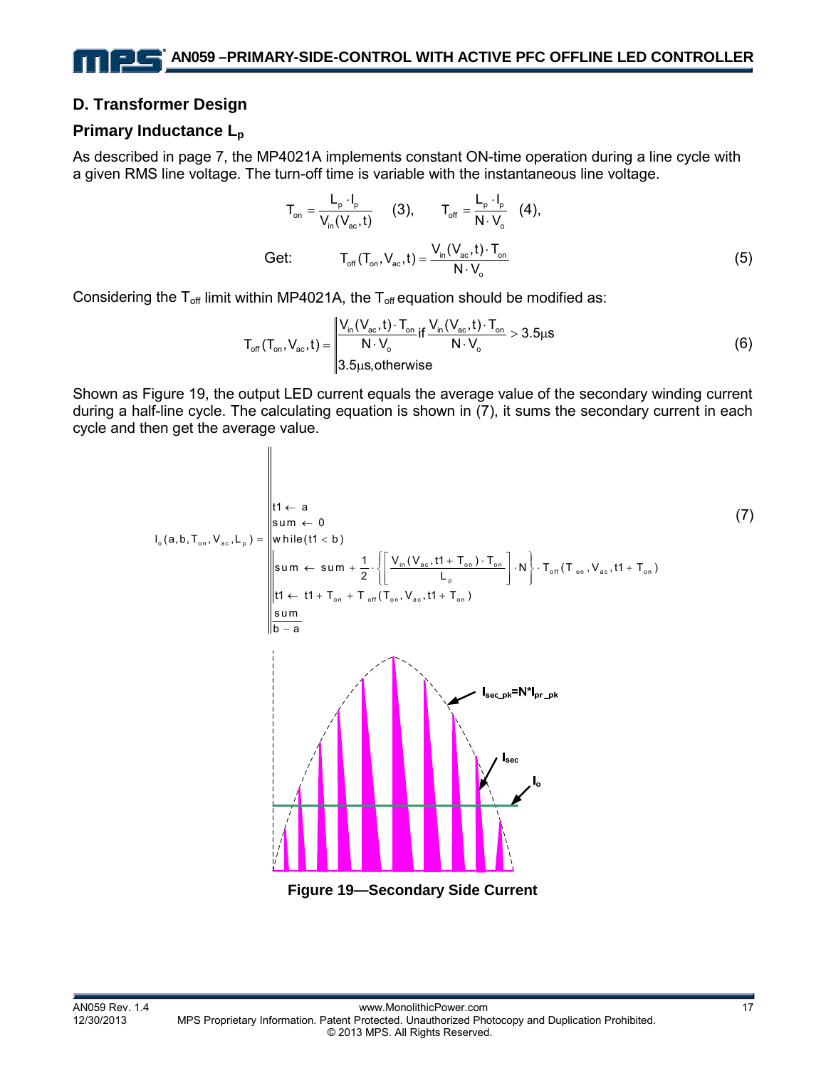## D. Transformer Design

### Primary Inductance $L_p$

As described in page 7, the MP4021A implements constant ON-time operation during a line cycle with a given RMS line voltage. The turn-off time is variable with the instantaneous line voltage.

$$T_{on} = \frac{L_p \cdot I_p}{V_{in}(V_{ac}, t)} \quad (3), \qquad T_{off} = \frac{L_p \cdot I_p}{N \cdot V_o} \quad (4),$$

Get:

$$T_{off}(T_{on}, V_{ac}, t) = \frac{V_{in}(V_{ac}, t) \cdot T_{on}}{N \cdot V_o} \tag{5}$$

Considering the $T_{off}$ limit within MP4021A, the $T_{off}$ equation should be modified as:

$$T_{off}(T_{on}, V_{ac}, t) = \begin{cases} \dfrac{V_{in}(V_{ac}, t) \cdot T_{on}}{N \cdot V_o} & \text{if } \dfrac{V_{in}(V_{ac}, t) \cdot T_{on}}{N \cdot V_o} > 3.5\mu s \\ 3.5\mu s, & \text{otherwise} \end{cases} \tag{6}$$

Shown as Figure 19, the output LED current equals the average value of the secondary winding current during a half-line cycle. The calculating equation is shown in (7), it sums the secondary current in each cycle and then get the average value.

$$I_o(a, b, T_{on}, V_{ac}, L_p) = \left\| \begin{array}{l} t1 \leftarrow a \\ sum \leftarrow 0 \\ while(t1 < b) \\ \quad \left\| \begin{array}{l} sum \leftarrow sum + \dfrac{1}{2} \cdot \left\{ \left[ \dfrac{V_{in}(V_{ac}, t1 + T_{on}) \cdot T_{on}}{L_p} \right] \cdot N \right\} \cdot T_{off}(T_{on}, V_{ac}, t1 + T_{on}) \\ t1 \leftarrow t1 + T_{on} + T_{off}(T_{on}, V_{ac}, t1 + T_{on}) \end{array} \right. \\ \dfrac{sum}{b - a} \end{array} \right. \tag{7}$$

$I_{sec\_pk}=N*I_{pr\_pk}$

$I_{sec}$

$I_o$

**Figure 19—Secondary Side Current**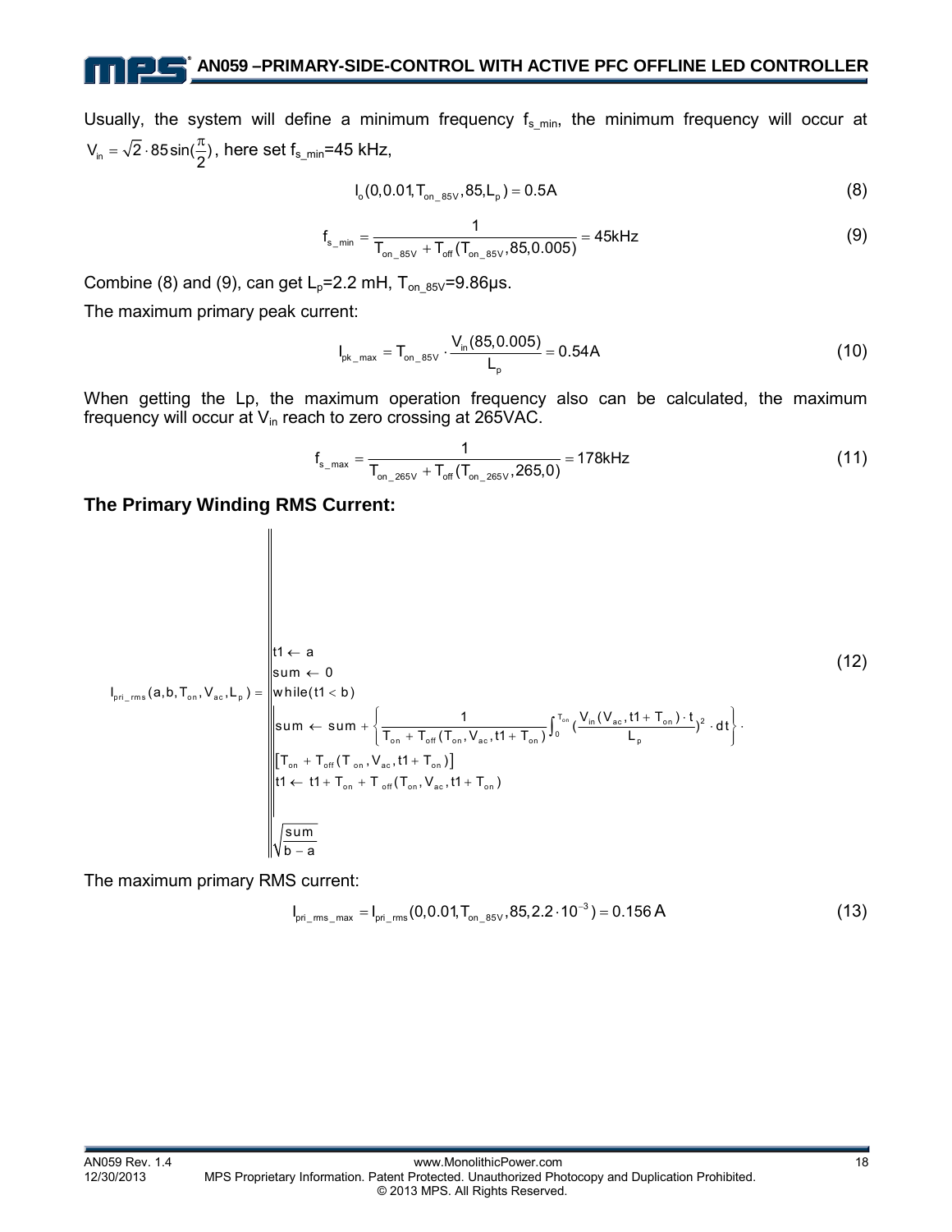Usually, the system will define a minimum frequency $f_{s\_min}$, the minimum frequency will occur at $V_{in} = \sqrt{2} \cdot 85 \sin(\frac{\pi}{2})$, here set $f_{s\_min}$=45 kHz,

$$I_o(0, 0.01, T_{on\_85V}, 85, L_p) = 0.5A \tag{8}$$

$$f_{s\_min} = \frac{1}{T_{on\_85V} + T_{off}(T_{on\_85V}, 85, 0.005)} = 45kHz \tag{9}$$

Combine (8) and (9), can get $L_p$=2.2 mH, $T_{on\_85V}$=9.86μs.

The maximum primary peak current:

$$I_{pk\_max} = T_{on\_85V} \cdot \frac{V_{in}(85, 0.005)}{L_p} = 0.54A \tag{10}$$

When getting the Lp, the maximum operation frequency also can be calculated, the maximum frequency will occur at $V_{in}$ reach to zero crossing at 265VAC.

$$f_{s\_max} = \frac{1}{T_{on\_265V} + T_{off}(T_{on\_265V}, 265, 0)} = 178kHz \tag{11}$$

## The Primary Winding RMS Current:

$$I_{pri\_rms}(a, b, T_{on}, V_{ac}, L_p) = \left\| \begin{array}{l} t1 \leftarrow a \\ sum \leftarrow 0 \\ while(t1 < b) \\ \quad \left\| \begin{array}{l} sum \leftarrow sum + \left\{ \frac{1}{T_{on} + T_{off}(T_{on}, V_{ac}, t1 + T_{on})} \int_0^{T_{on}} (\frac{V_{in}(V_{ac}, t1 + T_{on}) \cdot t}{L_p})^2 \cdot dt \right\} \cdot \\ \left[ T_{on} + T_{off}(T_{on}, V_{ac}, t1 + T_{on}) \right] \\ t1 \leftarrow t1 + T_{on} + T_{off}(T_{on}, V_{ac}, t1 + T_{on}) \end{array} \right. \\ \sqrt{\frac{sum}{b - a}} \end{array} \right. \tag{12}$$

The maximum primary RMS current:

$$I_{pri\_rms\_max} = I_{pri\_rms}(0, 0.01, T_{on\_85V}, 85, 2.2 \cdot 10^{-3}) = 0.156\,A \tag{13}$$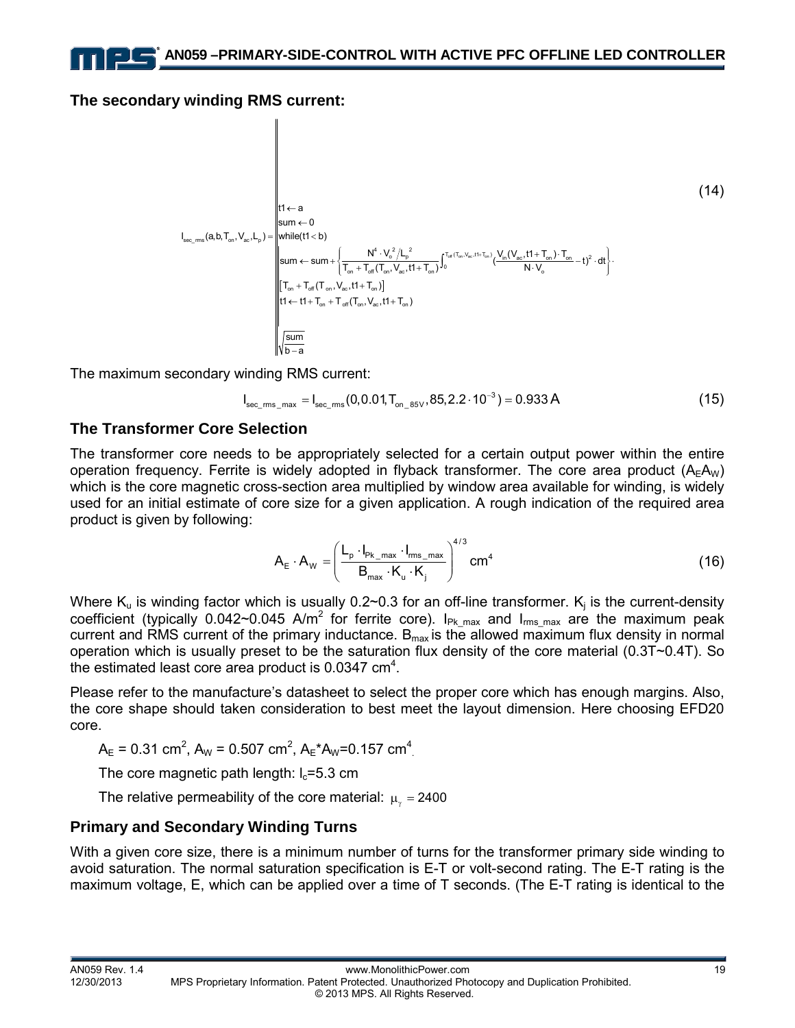## The secondary winding RMS current:

$$
I_{sec\_rms}(a,b,T_{on},V_{ac},L_p) = \left\| \begin{array}{l} t1 \leftarrow a \\ sum \leftarrow 0 \\ while(t1 < b) \\ \quad \left\| \begin{array}{l} sum \leftarrow sum + \left\{ \dfrac{N^4 \cdot V_o^2 / L_p^2}{T_{on} + T_{off}(T_{on}, V_{ac}, t1 + T_{on})} \displaystyle\int_0^{T_{off}(T_{on},V_{ac},t1+T_{on})} \left( \dfrac{V_{in}(V_{ac}, t1 + T_{on}) \cdot T_{on}}{N \cdot V_o} - t \right)^2 \cdot dt \right\} \cdot \\ \left[ T_{on} + T_{off}(T_{on}, V_{ac}, t1 + T_{on}) \right] \\ t1 \leftarrow t1 + T_{on} + T_{off}(T_{on}, V_{ac}, t1 + T_{on}) \end{array} \right. \\ \sqrt{\dfrac{sum}{b-a}} \end{array} \right. \tag{14}
$$

The maximum secondary winding RMS current:

$$
I_{sec\_rms\_max} = I_{sec\_rms}(0, 0.01, T_{on\_85V}, 85, 2.2 \cdot 10^{-3}) = 0.933\,A \tag{15}
$$

## The Transformer Core Selection

The transformer core needs to be appropriately selected for a certain output power within the entire operation frequency. Ferrite is widely adopted in flyback transformer. The core area product ($A_E A_W$) which is the core magnetic cross-section area multiplied by window area available for winding, is widely used for an initial estimate of core size for a given application. A rough indication of the required area product is given by following:

$$
A_E \cdot A_W = \left( \frac{L_p \cdot I_{Pk\_max} \cdot I_{rms\_max}}{B_{max} \cdot K_u \cdot K_j} \right)^{4/3} \text{cm}^4 \tag{16}
$$

Where $K_u$ is winding factor which is usually 0.2~0.3 for an off-line transformer. $K_j$ is the current-density coefficient (typically 0.042~0.045 A/m$^2$ for ferrite core). $I_{Pk\_max}$ and $I_{rms\_max}$ are the maximum peak current and RMS current of the primary inductance. $B_{max}$ is the allowed maximum flux density in normal operation which is usually preset to be the saturation flux density of the core material (0.3T~0.4T). So the estimated least core area product is 0.0347 cm$^4$.

Please refer to the manufacture's datasheet to select the proper core which has enough margins. Also, the core shape should taken consideration to best meet the layout dimension. Here choosing EFD20 core.

$A_E$ = 0.31 cm$^2$, $A_W$ = 0.507 cm$^2$, $A_E$*$A_W$=0.157 cm$^4$.

The core magnetic path length: $l_c$=5.3 cm

The relative permeability of the core material: $\mu_\gamma = 2400$

## Primary and Secondary Winding Turns

With a given core size, there is a minimum number of turns for the transformer primary side winding to avoid saturation. The normal saturation specification is E-T or volt-second rating. The E-T rating is the maximum voltage, E, which can be applied over a time of T seconds. (The E-T rating is identical to the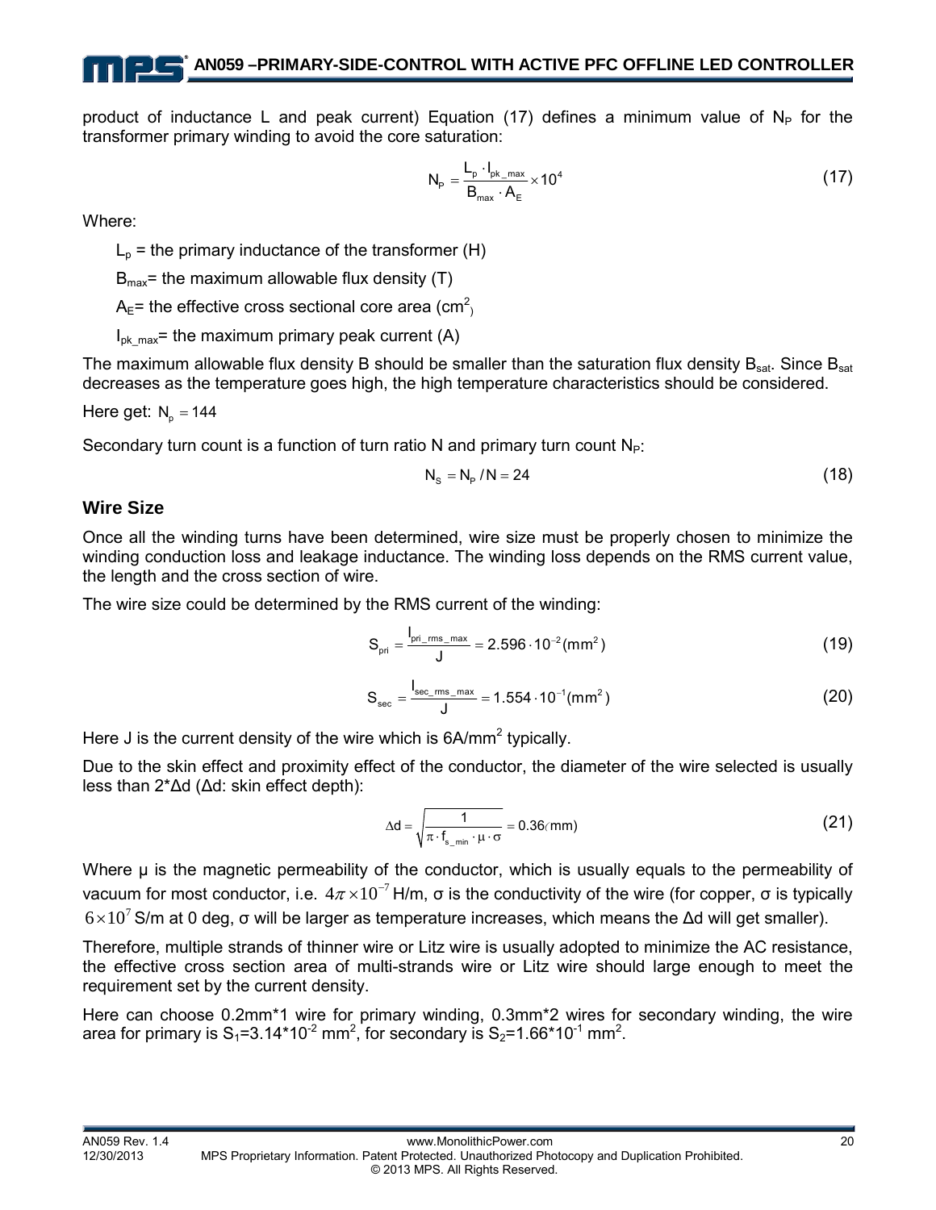product of inductance L and peak current) Equation (17) defines a minimum value of $N_P$ for the transformer primary winding to avoid the core saturation:

$$N_P = \frac{L_p \cdot I_{pk\_max}}{B_{max} \cdot A_E} \times 10^4 \tag{17}$$

Where:

$L_p$ = the primary inductance of the transformer (H)

$B_{max}$= the maximum allowable flux density (T)

$A_E$= the effective cross sectional core area ($cm^2$)

$I_{pk\_max}$= the maximum primary peak current (A)

The maximum allowable flux density B should be smaller than the saturation flux density $B_{sat}$. Since $B_{sat}$ decreases as the temperature goes high, the high temperature characteristics should be considered.

Here get: $N_p = 144$

Secondary turn count is a function of turn ratio N and primary turn count $N_P$:

$$N_S = N_P / N = 24 \tag{18}$$

## Wire Size

Once all the winding turns have been determined, wire size must be properly chosen to minimize the winding conduction loss and leakage inductance. The winding loss depends on the RMS current value, the length and the cross section of wire.

The wire size could be determined by the RMS current of the winding:

$$S_{pri} = \frac{I_{pri\_rms\_max}}{J} = 2.596 \cdot 10^{-2} (mm^2) \tag{19}$$

$$S_{sec} = \frac{I_{sec\_rms\_max}}{J} = 1.554 \cdot 10^{-1} (mm^2) \tag{20}$$

Here J is the current density of the wire which is 6A/$mm^2$ typically.

Due to the skin effect and proximity effect of the conductor, the diameter of the wire selected is usually less than 2*Δd (Δd: skin effect depth):

$$\Delta d = \sqrt{\frac{1}{\pi \cdot f_{s\_min} \cdot \mu \cdot \sigma}} = 0.36 (mm) \tag{21}$$

Where μ is the magnetic permeability of the conductor, which is usually equals to the permeability of vacuum for most conductor, i.e. $4\pi \times 10^{-7}$ H/m, σ is the conductivity of the wire (for copper, σ is typically $6 \times 10^7$ S/m at 0 deg, σ will be larger as temperature increases, which means the Δd will get smaller).

Therefore, multiple strands of thinner wire or Litz wire is usually adopted to minimize the AC resistance, the effective cross section area of multi-strands wire or Litz wire should large enough to meet the requirement set by the current density.

Here can choose 0.2mm*1 wire for primary winding, 0.3mm*2 wires for secondary winding, the wire area for primary is $S_1$=3.14*$10^{-2}$ $mm^2$, for secondary is $S_2$=1.66*$10^{-1}$ $mm^2$.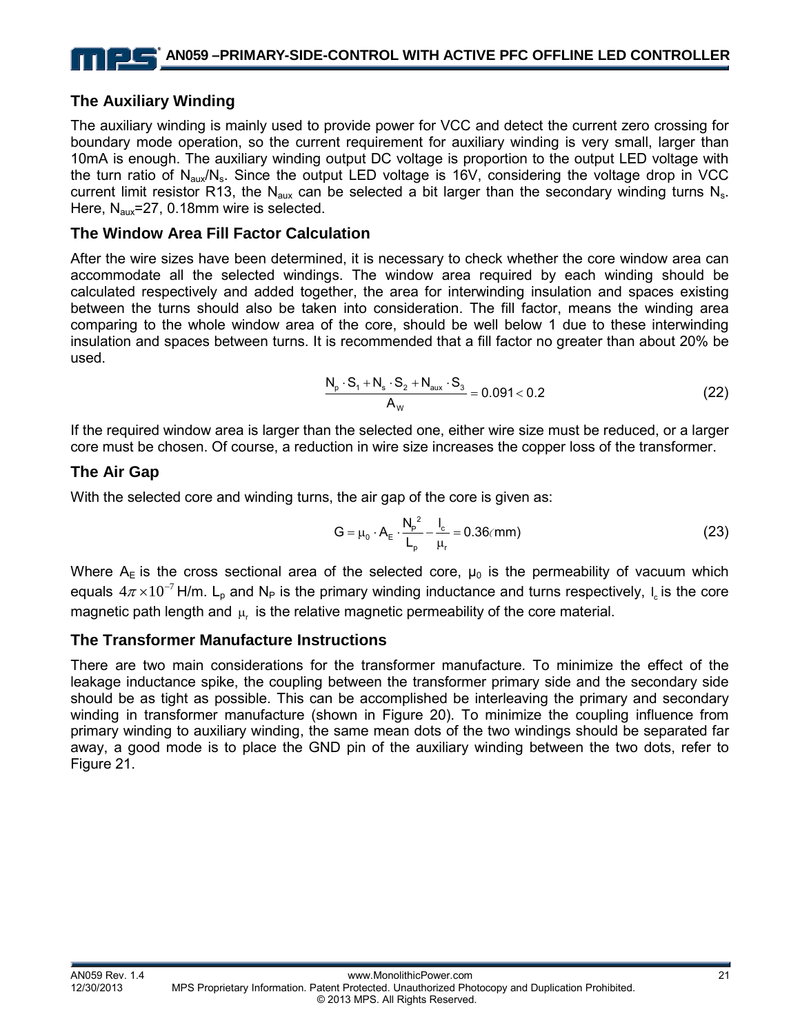## The Auxiliary Winding

The auxiliary winding is mainly used to provide power for VCC and detect the current zero crossing for boundary mode operation, so the current requirement for auxiliary winding is very small, larger than 10mA is enough. The auxiliary winding output DC voltage is proportion to the output LED voltage with the turn ratio of $N_{aux}/N_s$. Since the output LED voltage is 16V, considering the voltage drop in VCC current limit resistor R13, the $N_{aux}$ can be selected a bit larger than the secondary winding turns $N_s$. Here, $N_{aux}$=27, 0.18mm wire is selected.

## The Window Area Fill Factor Calculation

After the wire sizes have been determined, it is necessary to check whether the core window area can accommodate all the selected windings. The window area required by each winding should be calculated respectively and added together, the area for interwinding insulation and spaces existing between the turns should also be taken into consideration. The fill factor, means the winding area comparing to the whole window area of the core, should be well below 1 due to these interwinding insulation and spaces between turns. It is recommended that a fill factor no greater than about 20% be used.

$$\frac{N_p \cdot S_1 + N_s \cdot S_2 + N_{aux} \cdot S_3}{A_W} = 0.091 < 0.2 \tag{22}$$

If the required window area is larger than the selected one, either wire size must be reduced, or a larger core must be chosen. Of course, a reduction in wire size increases the copper loss of the transformer.

## The Air Gap

With the selected core and winding turns, the air gap of the core is given as:

$$G = \mu_0 \cdot A_E \cdot \frac{{N_P}^2}{L_p} - \frac{l_c}{\mu_r} = 0.36(mm) \tag{23}$$

Where $A_E$ is the cross sectional area of the selected core, $\mu_0$ is the permeability of vacuum which equals $4\pi \times 10^{-7}$ H/m. $L_p$ and $N_P$ is the primary winding inductance and turns respectively, $l_c$ is the core magnetic path length and $\mu_r$ is the relative magnetic permeability of the core material.

## The Transformer Manufacture Instructions

There are two main considerations for the transformer manufacture. To minimize the effect of the leakage inductance spike, the coupling between the transformer primary side and the secondary side should be as tight as possible. This can be accomplished be interleaving the primary and secondary winding in transformer manufacture (shown in Figure 20). To minimize the coupling influence from primary winding to auxiliary winding, the same mean dots of the two windings should be separated far away, a good mode is to place the GND pin of the auxiliary winding between the two dots, refer to Figure 21.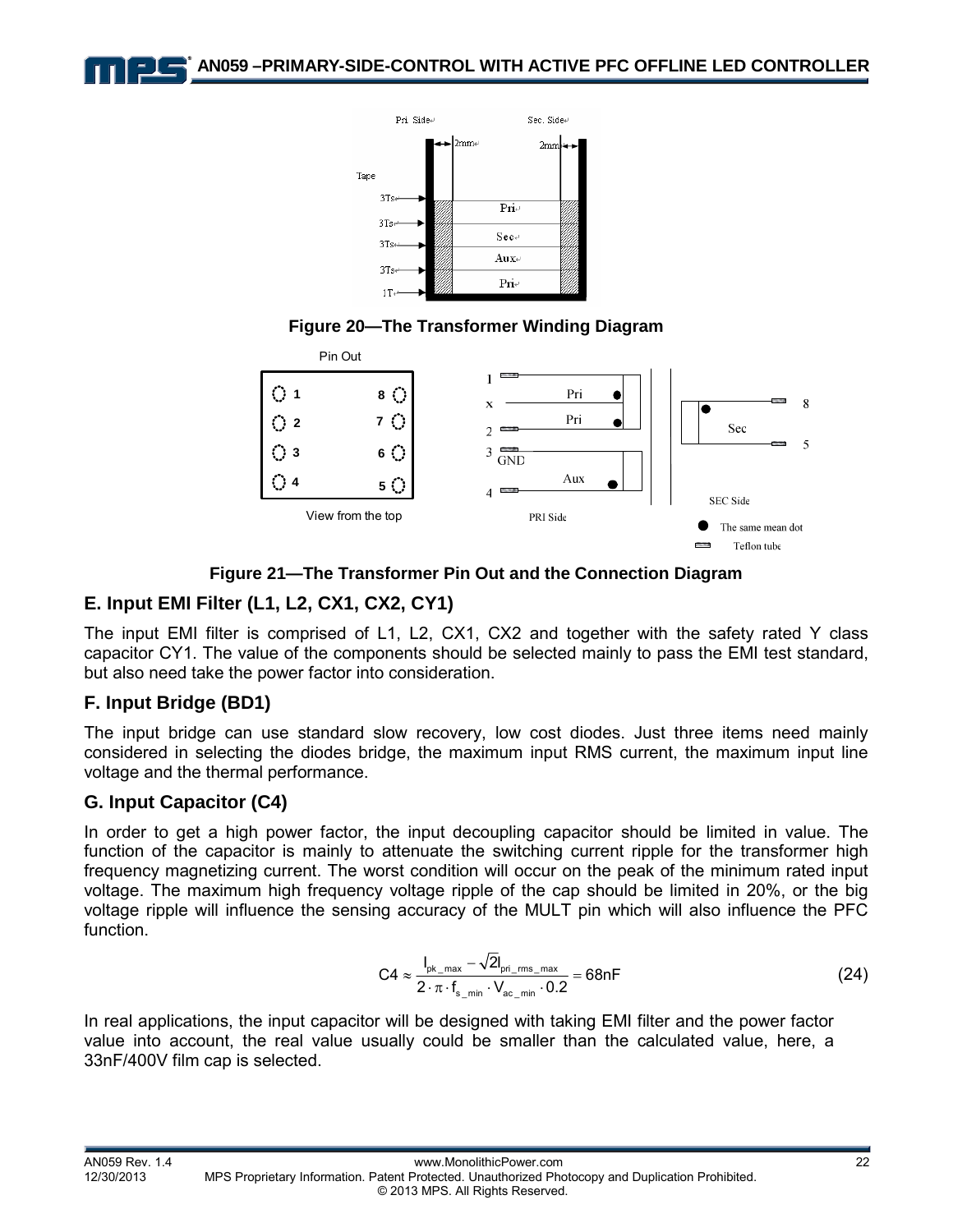Figure 20—The Transformer Winding Diagram

Figure 21—The Transformer Pin Out and the Connection Diagram

## E. Input EMI Filter (L1, L2, CX1, CX2, CY1)

The input EMI filter is comprised of L1, L2, CX1, CX2 and together with the safety rated Y class capacitor CY1. The value of the components should be selected mainly to pass the EMI test standard, but also need take the power factor into consideration.

## F. Input Bridge (BD1)

The input bridge can use standard slow recovery, low cost diodes. Just three items need mainly considered in selecting the diodes bridge, the maximum input RMS current, the maximum input line voltage and the thermal performance.

## G. Input Capacitor (C4)

In order to get a high power factor, the input decoupling capacitor should be limited in value. The function of the capacitor is mainly to attenuate the switching current ripple for the transformer high frequency magnetizing current. The worst condition will occur on the peak of the minimum rated input voltage. The maximum high frequency voltage ripple of the cap should be limited in 20%, or the big voltage ripple will influence the sensing accuracy of the MULT pin which will also influence the PFC function.

$$C4 \approx \frac{I_{pk\_max} - \sqrt{2} I_{pri\_rms\_max}}{2 \cdot \pi \cdot f_{s\_min} \cdot V_{ac\_min} \cdot 0.2} = 68\text{nF} \tag{24}$$

In real applications, the input capacitor will be designed with taking EMI filter and the power factor value into account, the real value usually could be smaller than the calculated value, here, a 33nF/400V film cap is selected.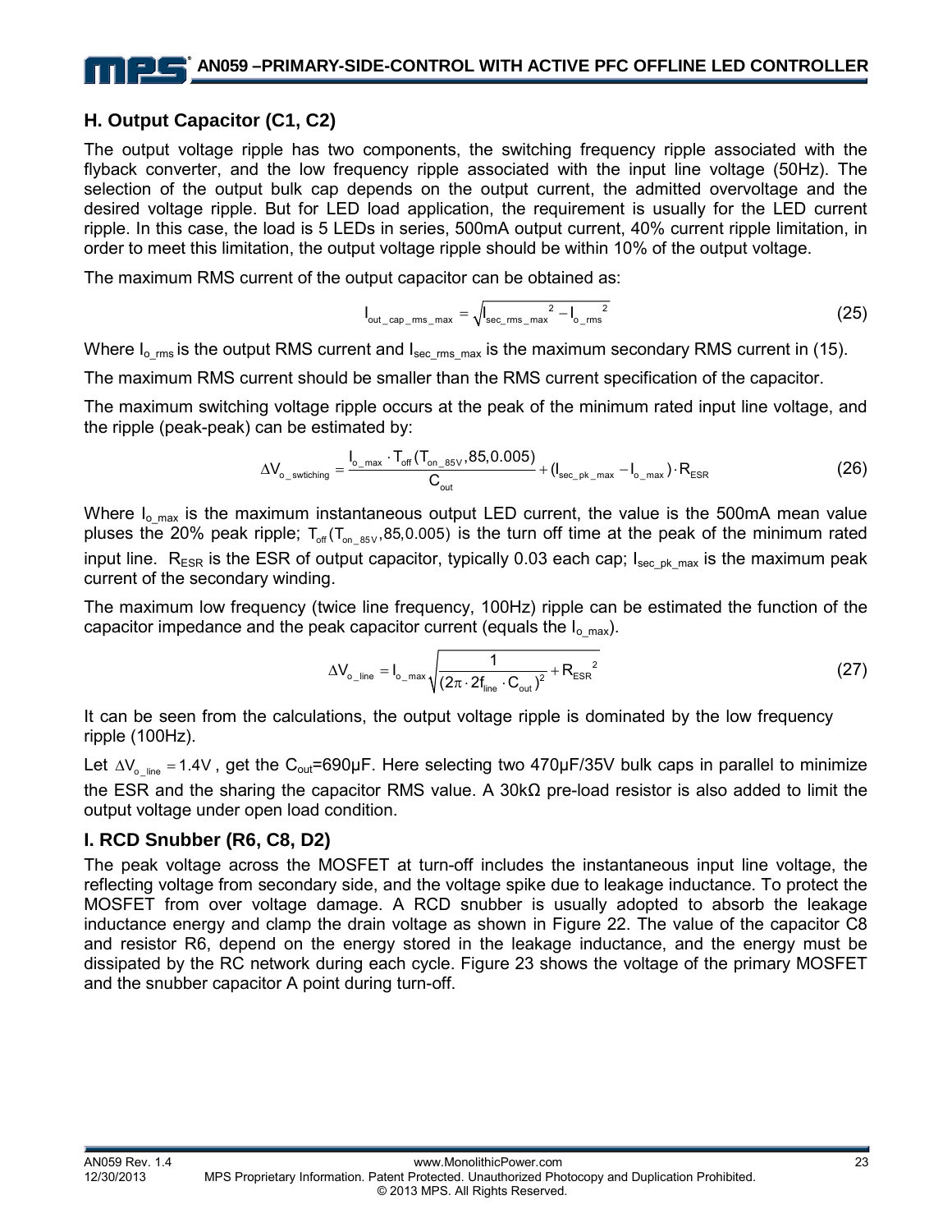## H. Output Capacitor (C1, C2)

The output voltage ripple has two components, the switching frequency ripple associated with the flyback converter, and the low frequency ripple associated with the input line voltage (50Hz). The selection of the output bulk cap depends on the output current, the admitted overvoltage and the desired voltage ripple. But for LED load application, the requirement is usually for the LED current ripple. In this case, the load is 5 LEDs in series, 500mA output current, 40% current ripple limitation, in order to meet this limitation, the output voltage ripple should be within 10% of the output voltage.

The maximum RMS current of the output capacitor can be obtained as:

$$I_{out\_cap\_rms\_max} = \sqrt{I_{sec\_rms\_max}{}^{2} - I_{o\_rms}{}^{2}} \tag{25}$$

Where $I_{o\_rms}$ is the output RMS current and $I_{sec\_rms\_max}$ is the maximum secondary RMS current in (15).

The maximum RMS current should be smaller than the RMS current specification of the capacitor.

The maximum switching voltage ripple occurs at the peak of the minimum rated input line voltage, and the ripple (peak-peak) can be estimated by:

$$\Delta V_{o\_swtiching} = \frac{I_{o\_max} \cdot T_{off}(T_{on\_85V}, 85, 0.005)}{C_{out}} + (I_{sec\_pk\_max} - I_{o\_max}) \cdot R_{ESR} \tag{26}$$

Where $I_{o\_max}$ is the maximum instantaneous output LED current, the value is the 500mA mean value pluses the 20% peak ripple; $T_{off}(T_{on\_85V}, 85, 0.005)$ is the turn off time at the peak of the minimum rated input line. $R_{ESR}$ is the ESR of output capacitor, typically 0.03 each cap; $I_{sec\_pk\_max}$ is the maximum peak current of the secondary winding.

The maximum low frequency (twice line frequency, 100Hz) ripple can be estimated the function of the capacitor impedance and the peak capacitor current (equals the $I_{o\_max}$).

$$\Delta V_{o\_line} = I_{o\_max} \sqrt{\frac{1}{(2\pi \cdot 2f_{line} \cdot C_{out})^{2}} + R_{ESR}{}^{2}} \tag{27}$$

It can be seen from the calculations, the output voltage ripple is dominated by the low frequency ripple (100Hz).

Let $\Delta V_{o\_line} = 1.4V$, get the $C_{out}$=690μF. Here selecting two 470μF/35V bulk caps in parallel to minimize the ESR and the sharing the capacitor RMS value. A 30kΩ pre-load resistor is also added to limit the output voltage under open load condition.

## I. RCD Snubber (R6, C8, D2)

The peak voltage across the MOSFET at turn-off includes the instantaneous input line voltage, the reflecting voltage from secondary side, and the voltage spike due to leakage inductance. To protect the MOSFET from over voltage damage. A RCD snubber is usually adopted to absorb the leakage inductance energy and clamp the drain voltage as shown in Figure 22. The value of the capacitor C8 and resistor R6, depend on the energy stored in the leakage inductance, and the energy must be dissipated by the RC network during each cycle. Figure 23 shows the voltage of the primary MOSFET and the snubber capacitor A point during turn-off.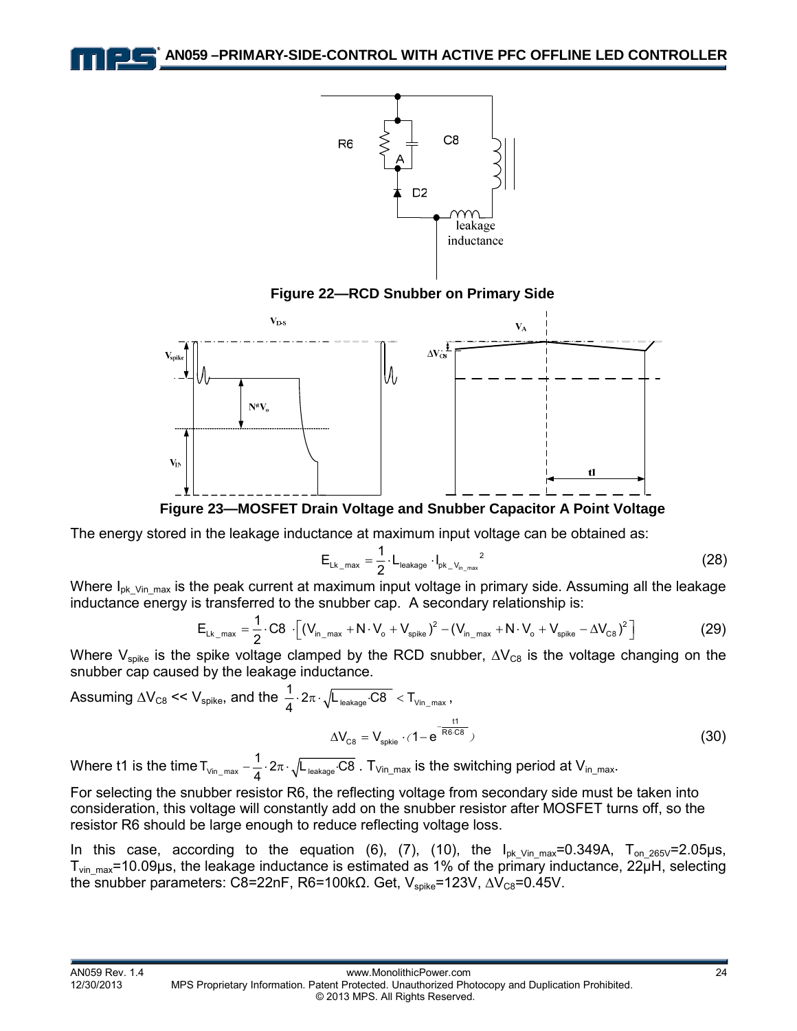Figure 22—RCD Snubber on Primary Side

Figure 23—MOSFET Drain Voltage and Snubber Capacitor A Point Voltage

The energy stored in the leakage inductance at maximum input voltage can be obtained as:

$$E_{Lk\_max} = \frac{1}{2} \cdot L_{leakage} \cdot I_{pk\_V_{in\_max}}{}^2 \tag{28}$$

Where $I_{pk\_Vin\_max}$ is the peak current at maximum input voltage in primary side. Assuming all the leakage inductance energy is transferred to the snubber cap. A secondary relationship is:

$$E_{Lk\_max} = \frac{1}{2} \cdot C8 \cdot \left[ (V_{in\_max} + N \cdot V_o + V_{spike})^2 - (V_{in\_max} + N \cdot V_o + V_{spike} - \Delta V_{C8})^2 \right] \tag{29}$$

Where $V_{spike}$ is the spike voltage clamped by the RCD snubber, $\Delta V_{C8}$ is the voltage changing on the snubber cap caused by the leakage inductance.

Assuming $\Delta V_{C8}$ << $V_{spike}$, and the $\frac{1}{4} \cdot 2\pi \cdot \sqrt{L_{leakage} \cdot C8} < T_{Vin\_max}$,

$$\Delta V_{C8} = V_{spkie} \cdot (1 - e^{-\frac{t1}{R6 \cdot C8}}) \tag{30}$$

Where t1 is the time $T_{Vin\_max} - \frac{1}{4} \cdot 2\pi \cdot \sqrt{L_{leakage} \cdot C8}$. $T_{Vin\_max}$ is the switching period at $V_{in\_max}$.

For selecting the snubber resistor R6, the reflecting voltage from secondary side must be taken into consideration, this voltage will constantly add on the snubber resistor after MOSFET turns off, so the resistor R6 should be large enough to reduce reflecting voltage loss.

In this case, according to the equation (6), (7), (10), the $I_{pk\_Vin\_max}$=0.349A, $T_{on\_265V}$=2.05μs, $T_{vin\_max}$=10.09μs, the leakage inductance is estimated as 1% of the primary inductance, 22μH, selecting the snubber parameters: C8=22nF, R6=100kΩ. Get, $V_{spike}$=123V, $\Delta V_{C8}$=0.45V.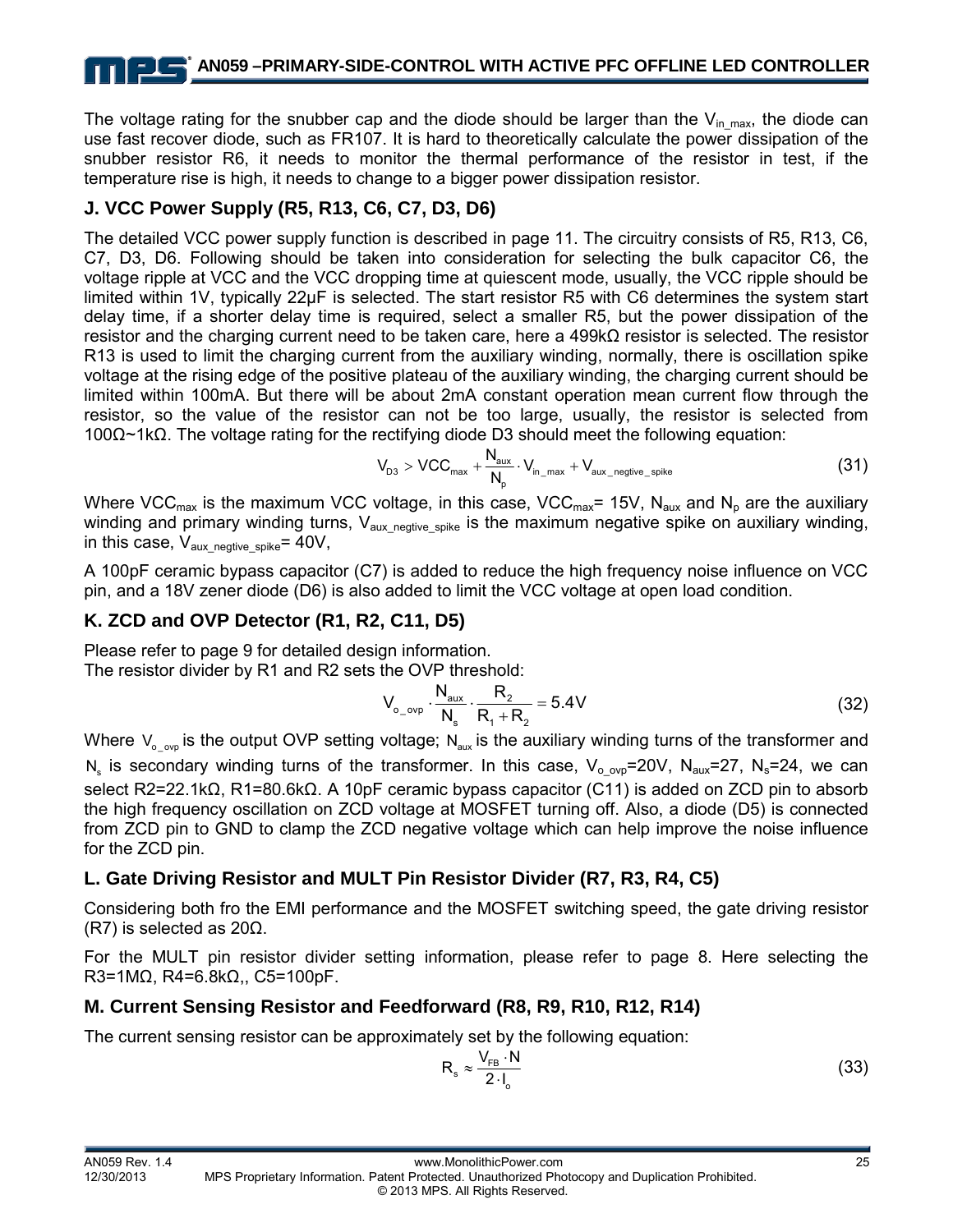The voltage rating for the snubber cap and the diode should be larger than the $V_{in\_max}$, the diode can use fast recover diode, such as FR107. It is hard to theoretically calculate the power dissipation of the snubber resistor R6, it needs to monitor the thermal performance of the resistor in test, if the temperature rise is high, it needs to change to a bigger power dissipation resistor.

## J. VCC Power Supply (R5, R13, C6, C7, D3, D6)

The detailed VCC power supply function is described in page 11. The circuitry consists of R5, R13, C6, C7, D3, D6. Following should be taken into consideration for selecting the bulk capacitor C6, the voltage ripple at VCC and the VCC dropping time at quiescent mode, usually, the VCC ripple should be limited within 1V, typically 22µF is selected. The start resistor R5 with C6 determines the system start delay time, if a shorter delay time is required, select a smaller R5, but the power dissipation of the resistor and the charging current need to be taken care, here a 499kΩ resistor is selected. The resistor R13 is used to limit the charging current from the auxiliary winding, normally, there is oscillation spike voltage at the rising edge of the positive plateau of the auxiliary winding, the charging current should be limited within 100mA. But there will be about 2mA constant operation mean current flow through the resistor, so the value of the resistor can not be too large, usually, the resistor is selected from 100Ω~1kΩ. The voltage rating for the rectifying diode D3 should meet the following equation:

$$V_{D3} > VCC_{max} + \frac{N_{aux}}{N_p} \cdot V_{in\_max} + V_{aux\_negtive\_spike} \tag{31}$$

Where $VCC_{max}$ is the maximum VCC voltage, in this case, $VCC_{max}$= 15V, $N_{aux}$ and $N_p$ are the auxiliary winding and primary winding turns, $V_{aux\_negtive\_spike}$ is the maximum negative spike on auxiliary winding, in this case, $V_{aux\_negtive\_spike}$= 40V,

A 100pF ceramic bypass capacitor (C7) is added to reduce the high frequency noise influence on VCC pin, and a 18V zener diode (D6) is also added to limit the VCC voltage at open load condition.

## K. ZCD and OVP Detector (R1, R2, C11, D5)

Please refer to page 9 for detailed design information.
The resistor divider by R1 and R2 sets the OVP threshold:

$$V_{o\_ovp} \cdot \frac{N_{aux}}{N_s} \cdot \frac{R_2}{R_1 + R_2} = 5.4V \tag{32}$$

Where $V_{o\_ovp}$ is the output OVP setting voltage; $N_{aux}$ is the auxiliary winding turns of the transformer and $N_s$ is secondary winding turns of the transformer. In this case, $V_{o\_ovp}$=20V, $N_{aux}$=27, $N_s$=24, we can select R2=22.1kΩ, R1=80.6kΩ. A 10pF ceramic bypass capacitor (C11) is added on ZCD pin to absorb the high frequency oscillation on ZCD voltage at MOSFET turning off. Also, a diode (D5) is connected from ZCD pin to GND to clamp the ZCD negative voltage which can help improve the noise influence for the ZCD pin.

## L. Gate Driving Resistor and MULT Pin Resistor Divider (R7, R3, R4, C5)

Considering both fro the EMI performance and the MOSFET switching speed, the gate driving resistor (R7) is selected as 20Ω.

For the MULT pin resistor divider setting information, please refer to page 8. Here selecting the R3=1MΩ, R4=6.8kΩ,, C5=100pF.

## M. Current Sensing Resistor and Feedforward (R8, R9, R10, R12, R14)

The current sensing resistor can be approximately set by the following equation:

$$R_s \approx \frac{V_{FB} \cdot N}{2 \cdot I_o} \tag{33}$$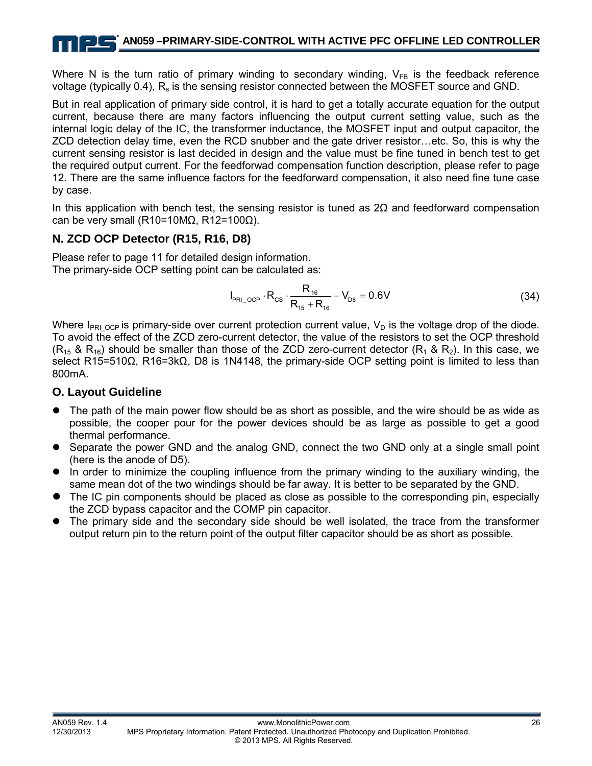Where N is the turn ratio of primary winding to secondary winding, $V_{FB}$ is the feedback reference voltage (typically 0.4), $R_s$ is the sensing resistor connected between the MOSFET source and GND.

But in real application of primary side control, it is hard to get a totally accurate equation for the output current, because there are many factors influencing the output current setting value, such as the internal logic delay of the IC, the transformer inductance, the MOSFET input and output capacitor, the ZCD detection delay time, even the RCD snubber and the gate driver resistor…etc. So, this is why the current sensing resistor is last decided in design and the value must be fine tuned in bench test to get the required output current. For the feedforwad compensation function description, please refer to page 12. There are the same influence factors for the feedforward compensation, it also need fine tune case by case.

In this application with bench test, the sensing resistor is tuned as 2Ω and feedforward compensation can be very small (R10=10MΩ, R12=100Ω).

## N. ZCD OCP Detector (R15, R16, D8)

Please refer to page 11 for detailed design information.
The primary-side OCP setting point can be calculated as:

$$I_{PRI\_OCP} \cdot R_{CS} \cdot \frac{R_{16}}{R_{15} + R_{16}} - V_{D8} = 0.6V \tag{34}$$

Where $I_{PRI\_OCP}$ is primary-side over current protection current value, $V_D$ is the voltage drop of the diode. To avoid the effect of the ZCD zero-current detector, the value of the resistors to set the OCP threshold ($R_{15}$ & $R_{16}$) should be smaller than those of the ZCD zero-current detector ($R_1$ & $R_2$). In this case, we select R15=510Ω, R16=3kΩ, D8 is 1N4148, the primary-side OCP setting point is limited to less than 800mA.

## O. Layout Guideline

- The path of the main power flow should be as short as possible, and the wire should be as wide as possible, the cooper pour for the power devices should be as large as possible to get a good thermal performance.
- Separate the power GND and the analog GND, connect the two GND only at a single small point (here is the anode of D5).
- In order to minimize the coupling influence from the primary winding to the auxiliary winding, the same mean dot of the two windings should be far away. It is better to be separated by the GND.
- The IC pin components should be placed as close as possible to the corresponding pin, especially the ZCD bypass capacitor and the COMP pin capacitor.
- The primary side and the secondary side should be well isolated, the trace from the transformer output return pin to the return point of the output filter capacitor should be as short as possible.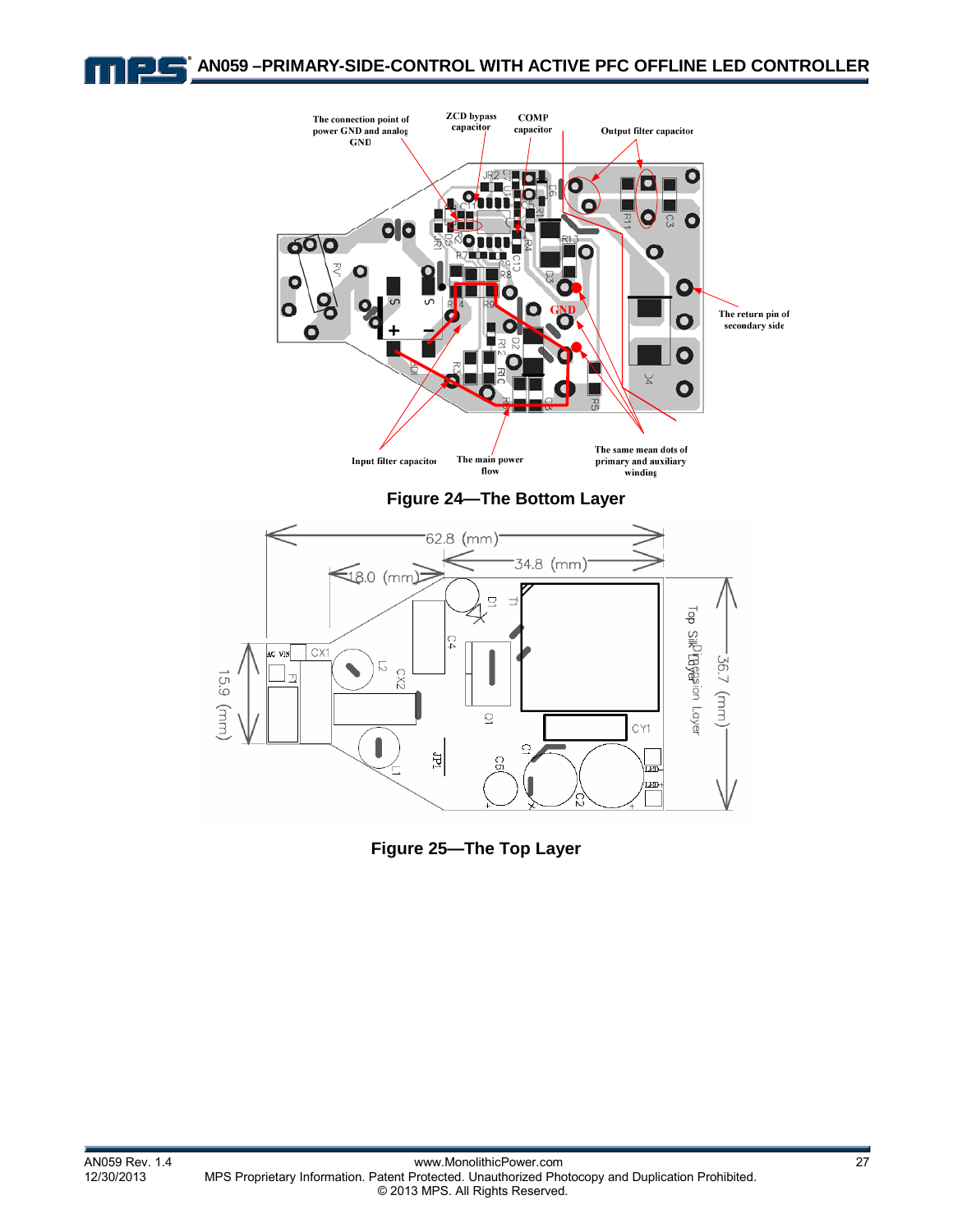Figure 24—The Bottom Layer

Figure 25—The Top Layer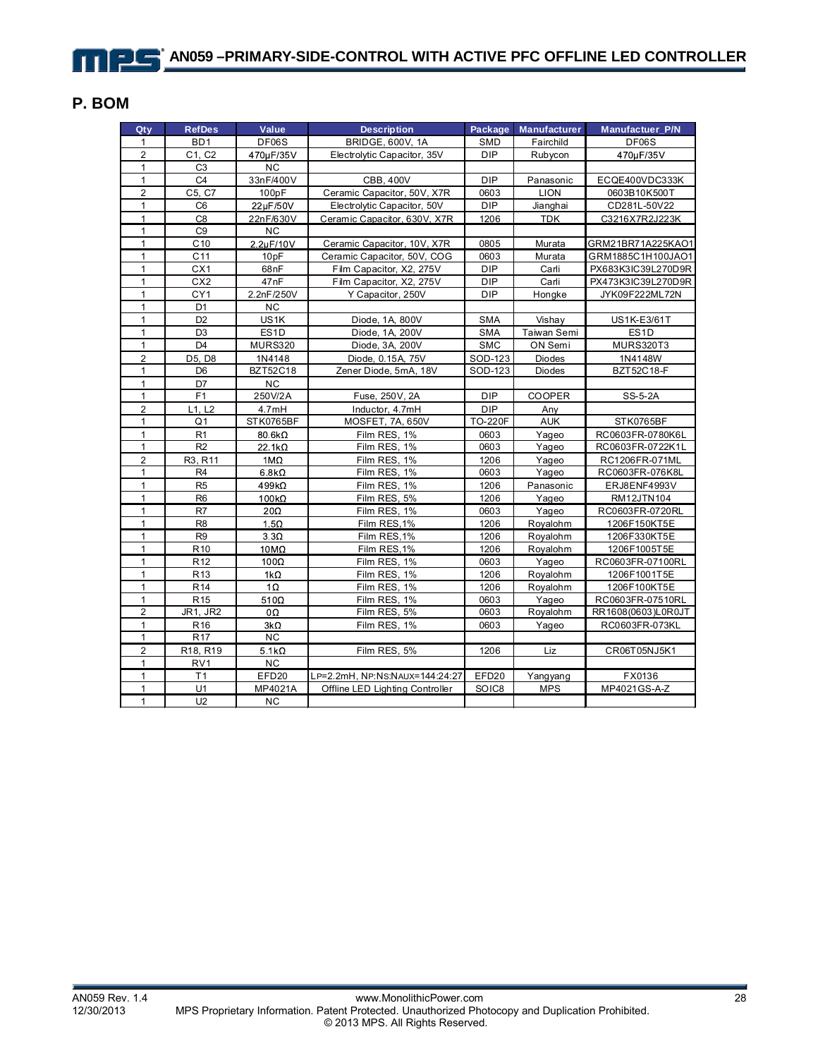## P. BOM

| Qty | RefDes | Value | Description | Package | Manufacturer | Manufactuer_P/N |
|---|---|---|---|---|---|---|
| 1 | BD1 | DF06S | BRIDGE, 600V, 1A | SMD | Fairchild | DF06S |
| 2 | C1, C2 | 470μF/35V | Electrolytic Capacitor, 35V | DIP | Rubycon | 470μF/35V |
| 1 | C3 | NC | | | | |
| 1 | C4 | 33nF/400V | CBB, 400V | DIP | Panasonic | ECQE400VDC333K |
| 2 | C5, C7 | 100pF | Ceramic Capacitor, 50V, X7R | 0603 | LION | 0603B10K500T |
| 1 | C6 | 22μF/50V | Electrolytic Capacitor, 50V | DIP | Jianghai | CD281L-50V22 |
| 1 | C8 | 22nF/630V | Ceramic Capacitor, 630V, X7R | 1206 | TDK | C3216X7R2J223K |
| 1 | C9 | NC | | | | |
| 1 | C10 | 2.2μF/10V | Ceramic Capacitor, 10V, X7R | 0805 | Murata | GRM21BR71A225KAO1 |
| 1 | C11 | 10pF | Ceramic Capacitor, 50V, COG | 0603 | Murata | GRM1885C1H100JAO1 |
| 1 | CX1 | 68nF | Film Capacitor, X2, 275V | DIP | Carli | PX683K3IC39L270D9R |
| 1 | CX2 | 47nF | Film Capacitor, X2, 275V | DIP | Carli | PX473K3IC39L270D9R |
| 1 | CY1 | 2.2nF/250V | Y Capacitor, 250V | DIP | Hongke | JYK09F222ML72N |
| 1 | D1 | NC | | | | |
| 1 | D2 | US1K | Diode, 1A, 800V | SMA | Vishay | US1K-E3/61T |
| 1 | D3 | ES1D | Diode, 1A, 200V | SMA | Taiwan Semi | ES1D |
| 1 | D4 | MURS320 | Diode, 3A, 200V | SMC | ON Semi | MURS320T3 |
| 2 | D5, D8 | 1N4148 | Diode, 0.15A, 75V | SOD-123 | Diodes | 1N4148W |
| 1 | D6 | BZT52C18 | Zener Diode, 5mA, 18V | SOD-123 | Diodes | BZT52C18-F |
| 1 | D7 | NC | | | | |
| 1 | F1 | 250V/2A | Fuse, 250V, 2A | DIP | COOPER | SS-5-2A |
| 2 | L1, L2 | 4.7mH | Inductor, 4.7mH | DIP | Any | |
| 1 | Q1 | STK0765BF | MOSFET, 7A, 650V | TO-220F | AUK | STK0765BF |
| 1 | R1 | 80.6kΩ | Film RES, 1% | 0603 | Yageo | RC0603FR-0780K6L |
| 1 | R2 | 22.1kΩ | Film RES, 1% | 0603 | Yageo | RC0603FR-0722K1L |
| 2 | R3, R11 | 1MΩ | Film RES, 1% | 1206 | Yageo | RC1206FR-071ML |
| 1 | R4 | 6.8kΩ | Film RES, 1% | 0603 | Yageo | RC0603FR-076K8L |
| 1 | R5 | 499kΩ | Film RES, 1% | 1206 | Panasonic | ERJ8ENF4993V |
| 1 | R6 | 100kΩ | Film RES, 5% | 1206 | Yageo | RM12JTN104 |
| 1 | R7 | 20Ω | Film RES, 1% | 0603 | Yageo | RC0603FR-0720RL |
| 1 | R8 | 1.5Ω | Film RES,1% | 1206 | Royalohm | 1206F150KT5E |
| 1 | R9 | 3.3Ω | Film RES,1% | 1206 | Royalohm | 1206F330KT5E |
| 1 | R10 | 10MΩ | Film RES,1% | 1206 | Royalohm | 1206F1005T5E |
| 1 | R12 | 100Ω | Film RES, 1% | 0603 | Yageo | RC0603FR-07100RL |
| 1 | R13 | 1kΩ | Film RES, 1% | 1206 | Royalohm | 1206F1001T5E |
| 1 | R14 | 1Ω | Film RES, 1% | 1206 | Royalohm | 1206F100KT5E |
| 1 | R15 | 510Ω | Film RES, 1% | 0603 | Yageo | RC0603FR-07510RL |
| 2 | JR1, JR2 | 0Ω | Film RES, 5% | 0603 | Royalohm | RR1608(0603)L0R0JT |
| 1 | R16 | 3kΩ | Film RES, 1% | 0603 | Yageo | RC0603FR-073KL |
| 1 | R17 | NC | | | | |
| 2 | R18, R19 | 5.1kΩ | Film RES, 5% | 1206 | Liz | CR06T05NJ5K1 |
| 1 | RV1 | NC | | | | |
| 1 | T1 | EFD20 | LP=2.2mH, NP:NS:NAUX=144:24:27 | EFD20 | Yangyang | FX0136 |
| 1 | U1 | MP4021A | Offline LED Lighting Controller | SOIC8 | MPS | MP4021GS-A-Z |
| 1 | U2 | NC | | | | |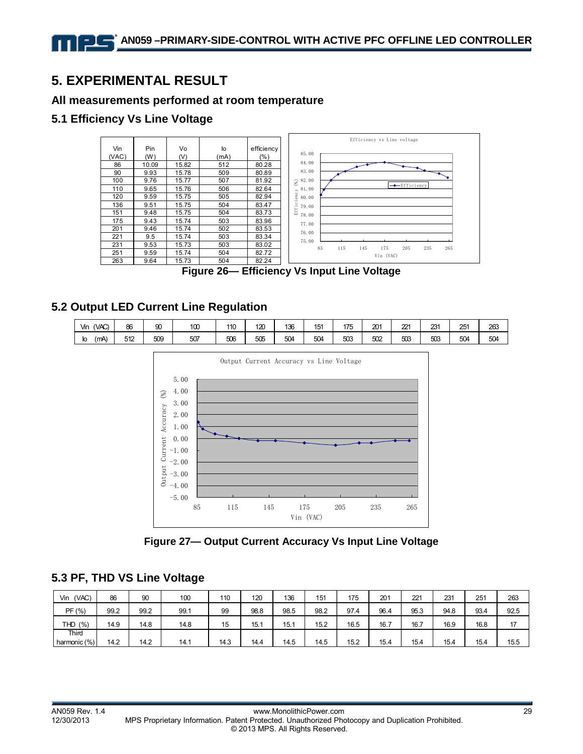# 5. EXPERIMENTAL RESULT

## All measurements performed at room temperature

### 5.1 Efficiency Vs Line Voltage

| Vin (VAC) | Pin (W) | Vo (V) | Io (mA) | efficiency (%) |
|---|---|---|---|---|
| 86 | 10.09 | 15.82 | 512 | 80.28 |
| 90 | 9.93 | 15.78 | 509 | 80.89 |
| 100 | 9.76 | 15.77 | 507 | 81.92 |
| 110 | 9.65 | 15.76 | 506 | 82.64 |
| 120 | 9.59 | 15.75 | 505 | 82.94 |
| 136 | 9.51 | 15.75 | 504 | 83.47 |
| 151 | 9.48 | 15.75 | 504 | 83.73 |
| 175 | 9.43 | 15.74 | 503 | 83.96 |
| 201 | 9.46 | 15.74 | 502 | 83.53 |
| 221 | 9.5 | 15.74 | 503 | 83.34 |
| 231 | 9.53 | 15.73 | 503 | 83.02 |
| 251 | 9.59 | 15.74 | 504 | 82.72 |
| 263 | 9.64 | 15.73 | 504 | 82.24 |

**Figure 26— Efficiency Vs Input Line Voltage**

### 5.2 Output LED Current Line Regulation

| Vin (VAC) | 86 | 90 | 100 | 110 | 120 | 136 | 151 | 175 | 201 | 221 | 231 | 251 | 263 |
|---|---|---|---|---|---|---|---|---|---|---|---|---|---|
| Io (mA) | 512 | 509 | 507 | 506 | 505 | 504 | 504 | 503 | 502 | 503 | 503 | 504 | 504 |

**Figure 27— Output Current Accuracy Vs Input Line Voltage**

### 5.3 PF, THD VS Line Voltage

| Vin (VAC) | 86 | 90 | 100 | 110 | 120 | 136 | 151 | 175 | 201 | 221 | 231 | 251 | 263 |
|---|---|---|---|---|---|---|---|---|---|---|---|---|---|
| PF (%) | 99.2 | 99.2 | 99.1 | 99 | 98.8 | 98.5 | 98.2 | 97.4 | 96.4 | 95.3 | 94.8 | 93.4 | 92.5 |
| THD (%) | 14.9 | 14.8 | 14.8 | 15 | 15.1 | 15.1 | 15.2 | 16.5 | 16.7 | 16.7 | 16.9 | 16.8 | 17 |
| Third harmonic (%) | 14.2 | 14.2 | 14.1 | 14.3 | 14.4 | 14.5 | 14.5 | 15.2 | 15.4 | 15.4 | 15.4 | 15.4 | 15.5 |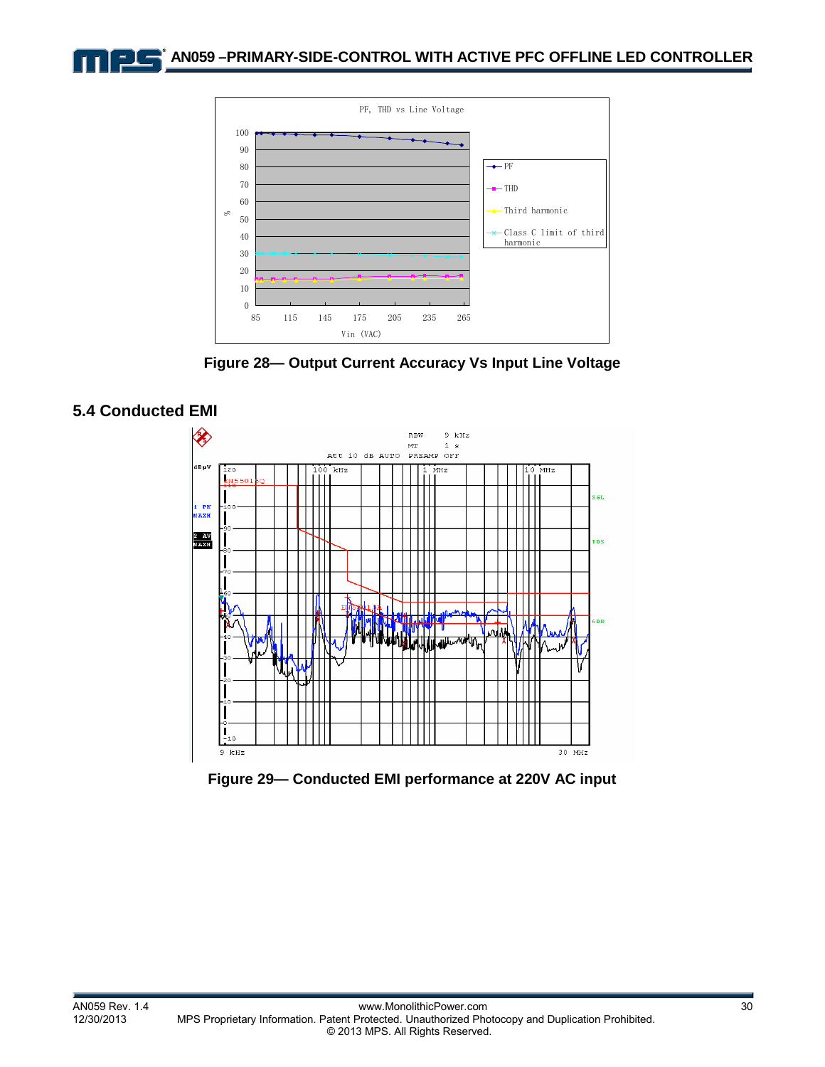Figure 28— Output Current Accuracy Vs Input Line Voltage

## 5.4 Conducted EMI

Figure 29— Conducted EMI performance at 220V AC input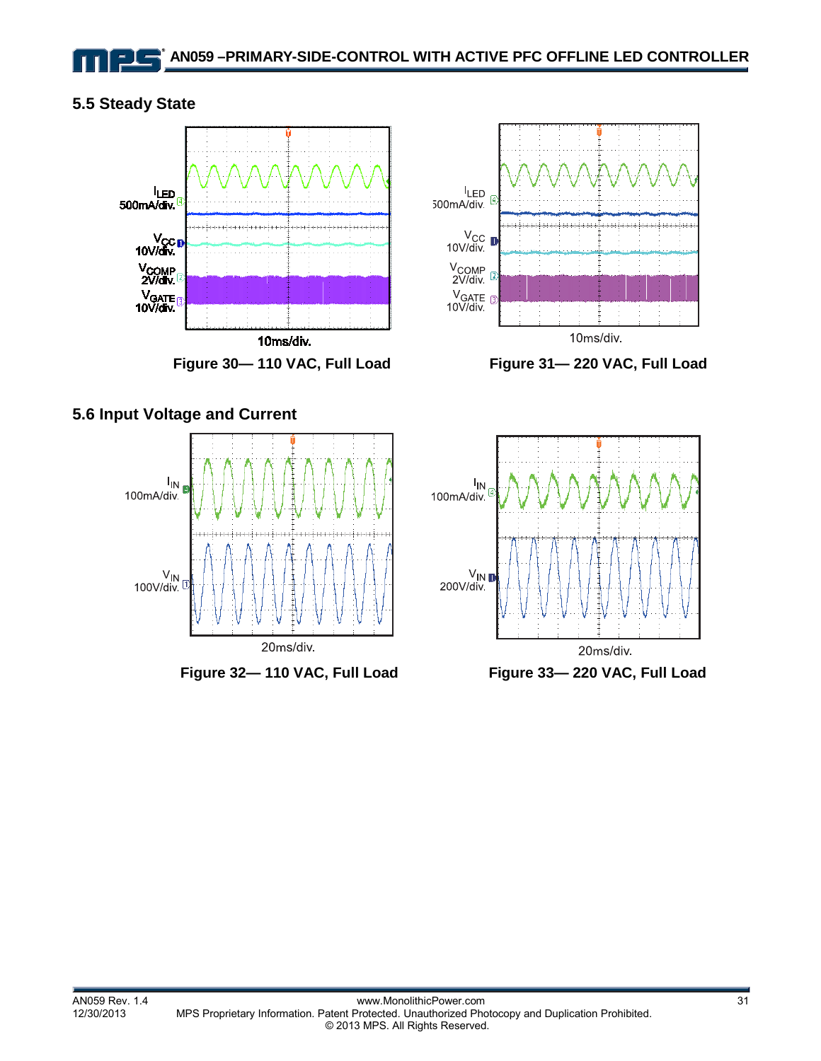## 5.5 Steady State

$I_{LED}$ 500mA/div.

$V_{CC}$ 10V/div.

$V_{COMP}$ 2V/div.

$V_{GATE}$ 10V/div.

10ms/div.

**Figure 30— 110 VAC, Full Load**

$I_{LED}$ 500mA/div.

$V_{CC}$ 10V/div.

$V_{COMP}$ 2V/div.

$V_{GATE}$ 10V/div.

10ms/div.

**Figure 31— 220 VAC, Full Load**

## 5.6 Input Voltage and Current

$I_{IN}$ 100mA/div.

$V_{IN}$ 100V/div.

20ms/div.

**Figure 32— 110 VAC, Full Load**

$I_{IN}$ 100mA/div.

$V_{IN}$ 200V/div.

20ms/div.

**Figure 33— 220 VAC, Full Load**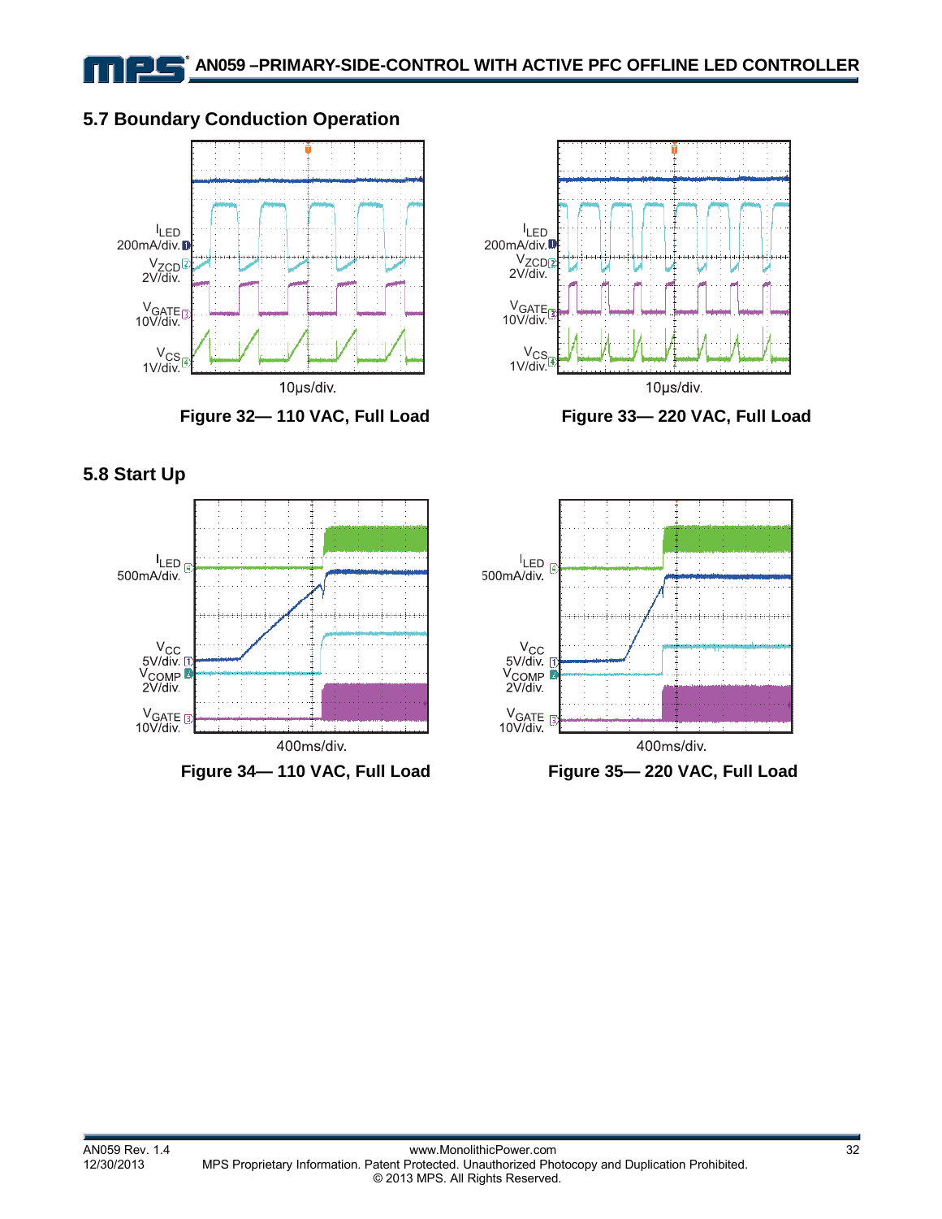### 5.7 Boundary Conduction Operation

$I_{LED}$ 200mA/div.
$V_{ZCD}$ 2V/div.
$V_{GATE}$ 10V/div.
$V_{CS}$ 1V/div.
10µs/div.

**Figure 32— 110 VAC, Full Load**

$I_{LED}$ 200mA/div.
$V_{ZCD}$ 2V/div.
$V_{GATE}$ 10V/div.
$V_{CS}$ 1V/div.
10µs/div.

**Figure 33— 220 VAC, Full Load**

### 5.8 Start Up

$I_{LED}$ 500mA/div.
$V_{CC}$ 5V/div.
$V_{COMP}$ 2V/div.
$V_{GATE}$ 10V/div.
400ms/div.

**Figure 34— 110 VAC, Full Load**

$I_{LED}$ 500mA/div.
$V_{CC}$ 5V/div.
$V_{COMP}$ 2V/div.
$V_{GATE}$ 10V/div.
400ms/div.

**Figure 35— 220 VAC, Full Load**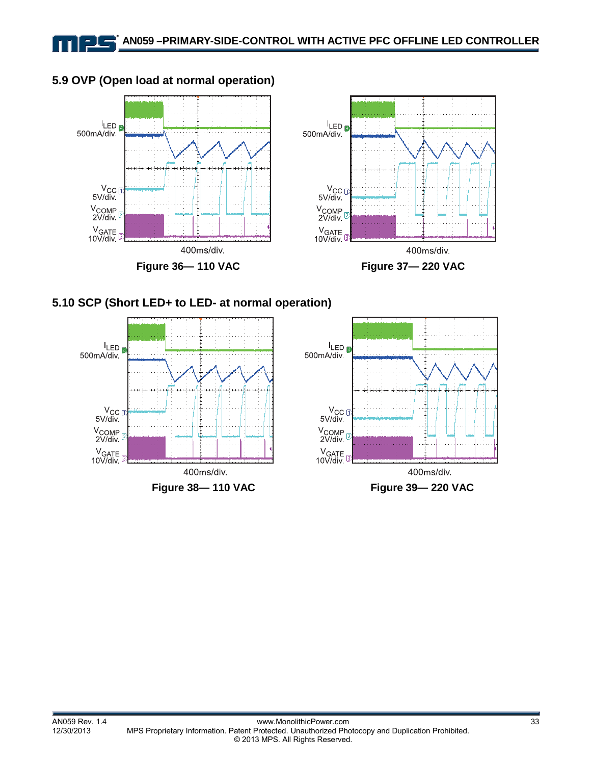## 5.9 OVP (Open load at normal operation)

$I_{LED}$ 500mA/div.
$V_{CC}$ 5V/div.
$V_{COMP}$ 2V/div.
$V_{GATE}$ 10V/div.
400ms/div.

**Figure 36— 110 VAC**

$I_{LED}$ 500mA/div.
$V_{CC}$ 5V/div.
$V_{COMP}$ 2V/div.
$V_{GATE}$ 10V/div.
400ms/div.

**Figure 37— 220 VAC**

## 5.10 SCP (Short LED+ to LED- at normal operation)

$I_{LED}$ 500mA/div.
$V_{CC}$ 5V/div.
$V_{COMP}$ 2V/div.
$V_{GATE}$ 10V/div.
400ms/div.

**Figure 38— 110 VAC**

$I_{LED}$ 500mA/div.
$V_{CC}$ 5V/div.
$V_{COMP}$ 2V/div.
$V_{GATE}$ 10V/div.
400ms/div.

**Figure 39— 220 VAC**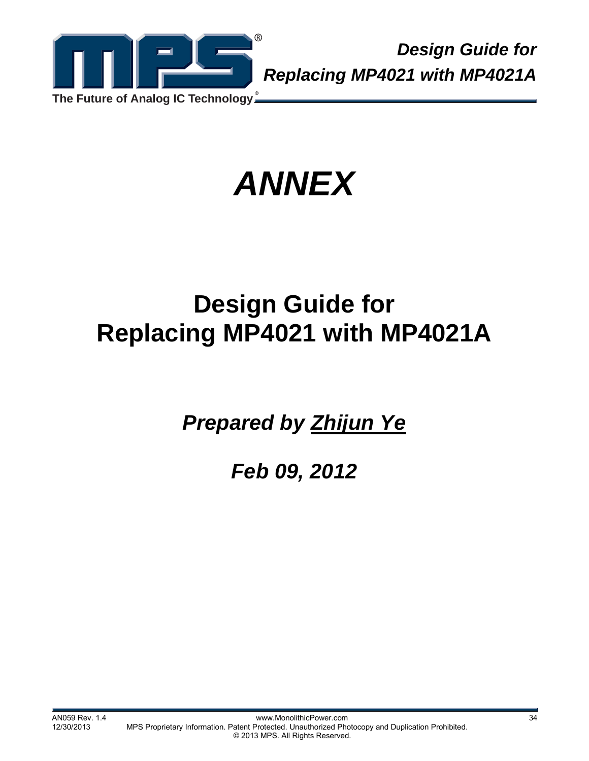# *ANNEX*

## Design Guide for Replacing MP4021 with MP4021A

***Prepared by Zhijun Ye***

***Feb 09, 2012***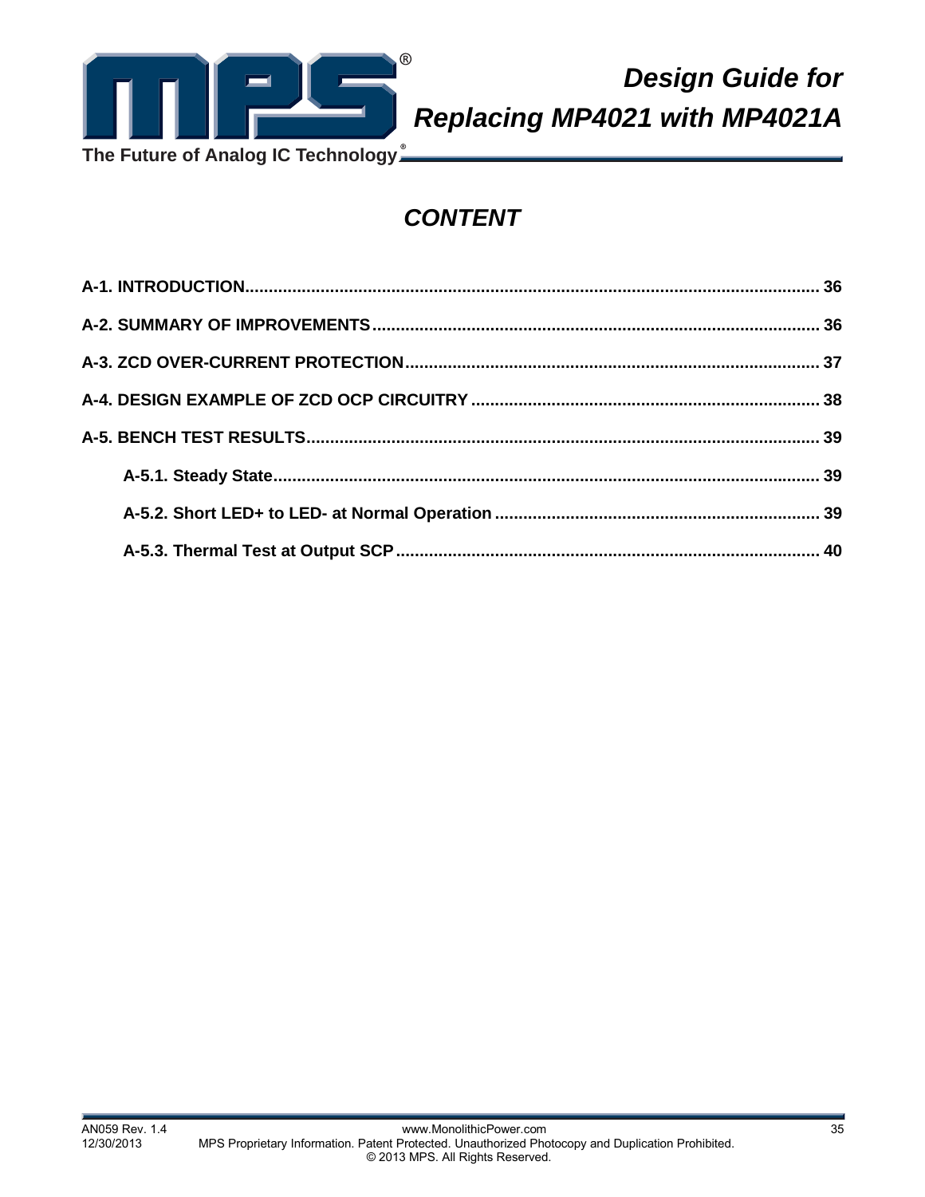# Design Guide for Replacing MP4021 with MP4021A

## *CONTENT*

**A-1. INTRODUCTION** ........................................................................ 36

**A-2. SUMMARY OF IMPROVEMENTS** ........................................................................ 36

**A-3. ZCD OVER-CURRENT PROTECTION** ........................................................................ 37

**A-4. DESIGN EXAMPLE OF ZCD OCP CIRCUITRY** ........................................................................ 38

**A-5. BENCH TEST RESULTS** ........................................................................ 39

- **A-5.1. Steady State** ........................................................................ 39
- **A-5.2. Short LED+ to LED- at Normal Operation** ........................................................................ 39
- **A-5.3. Thermal Test at Output SCP** ........................................................................ 40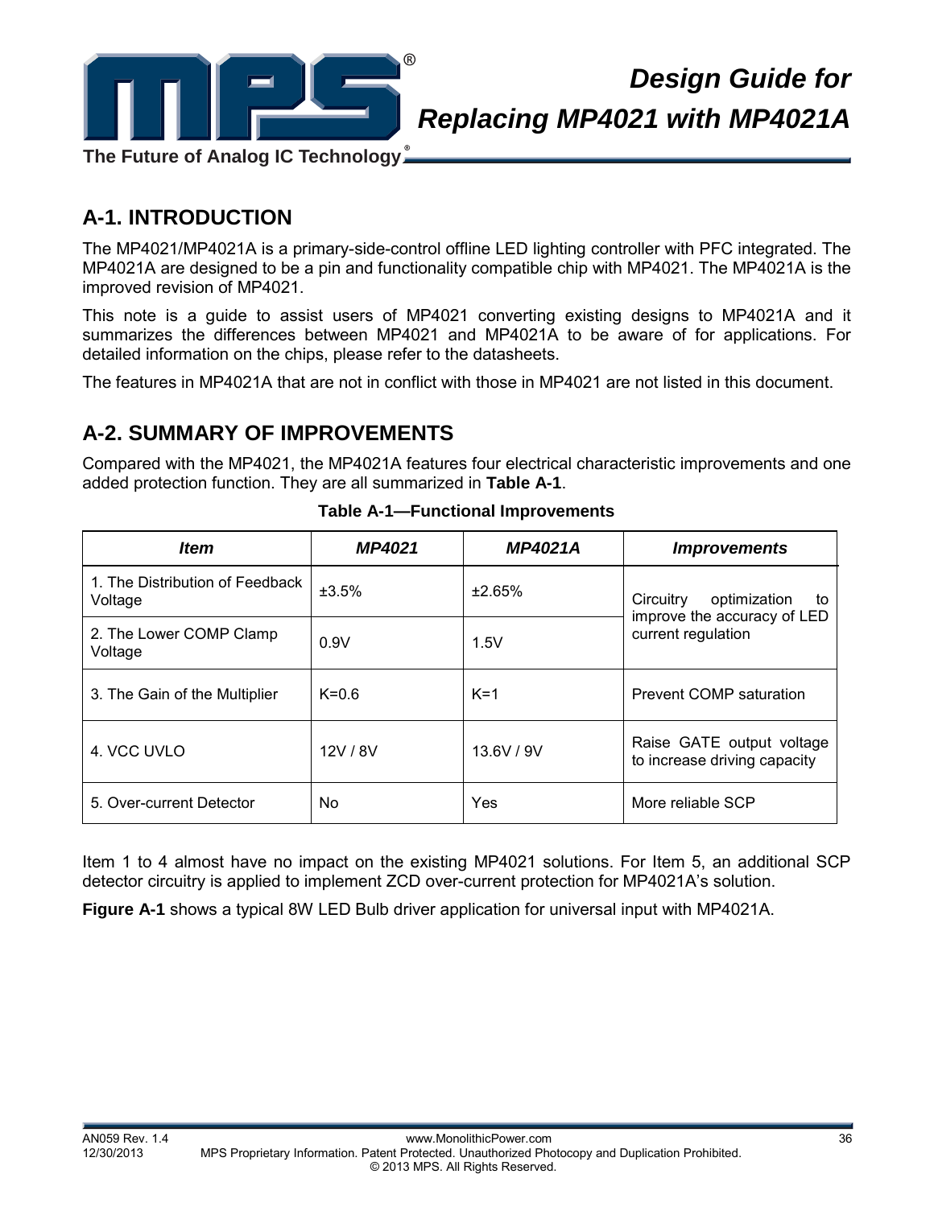# Design Guide for Replacing MP4021 with MP4021A

## A-1. INTRODUCTION

The MP4021/MP4021A is a primary-side-control offline LED lighting controller with PFC integrated. The MP4021A are designed to be a pin and functionality compatible chip with MP4021. The MP4021A is the improved revision of MP4021.

This note is a guide to assist users of MP4021 converting existing designs to MP4021A and it summarizes the differences between MP4021 and MP4021A to be aware of for applications. For detailed information on the chips, please refer to the datasheets.

The features in MP4021A that are not in conflict with those in MP4021 are not listed in this document.

## A-2. SUMMARY OF IMPROVEMENTS

Compared with the MP4021, the MP4021A features four electrical characteristic improvements and one added protection function. They are all summarized in **Table A-1**.

**Table A-1—Functional Improvements**

| *Item* | *MP4021* | *MP4021A* | *Improvements* |
|---|---|---|---|
| 1. The Distribution of Feedback Voltage | ±3.5% | ±2.65% | Circuitry optimization to improve the accuracy of LED current regulation |
| 2. The Lower COMP Clamp Voltage | 0.9V | 1.5V | |
| 3. The Gain of the Multiplier | K=0.6 | K=1 | Prevent COMP saturation |
| 4. VCC UVLO | 12V / 8V | 13.6V / 9V | Raise GATE output voltage to increase driving capacity |
| 5. Over-current Detector | No | Yes | More reliable SCP |

Item 1 to 4 almost have no impact on the existing MP4021 solutions. For Item 5, an additional SCP detector circuitry is applied to implement ZCD over-current protection for MP4021A's solution.

**Figure A-1** shows a typical 8W LED Bulb driver application for universal input with MP4021A.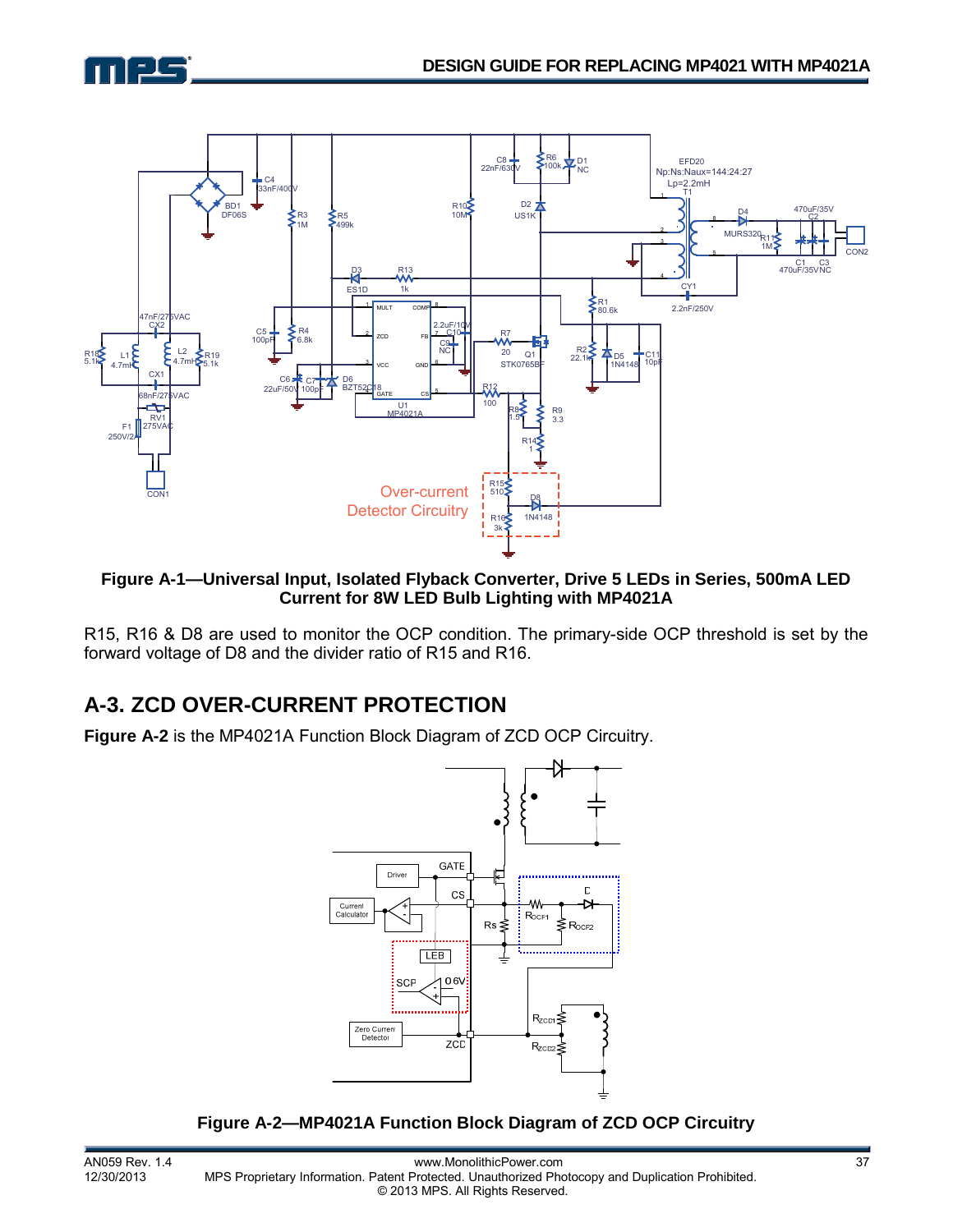Figure A-1—Universal Input, Isolated Flyback Converter, Drive 5 LEDs in Series, 500mA LED Current for 8W LED Bulb Lighting with MP4021A

R15, R16 & D8 are used to monitor the OCP condition. The primary-side OCP threshold is set by the forward voltage of D8 and the divider ratio of R15 and R16.

## A-3. ZCD OVER-CURRENT PROTECTION

**Figure A-2** is the MP4021A Function Block Diagram of ZCD OCP Circuitry.

Figure A-2—MP4021A Function Block Diagram of ZCD OCP Circuitry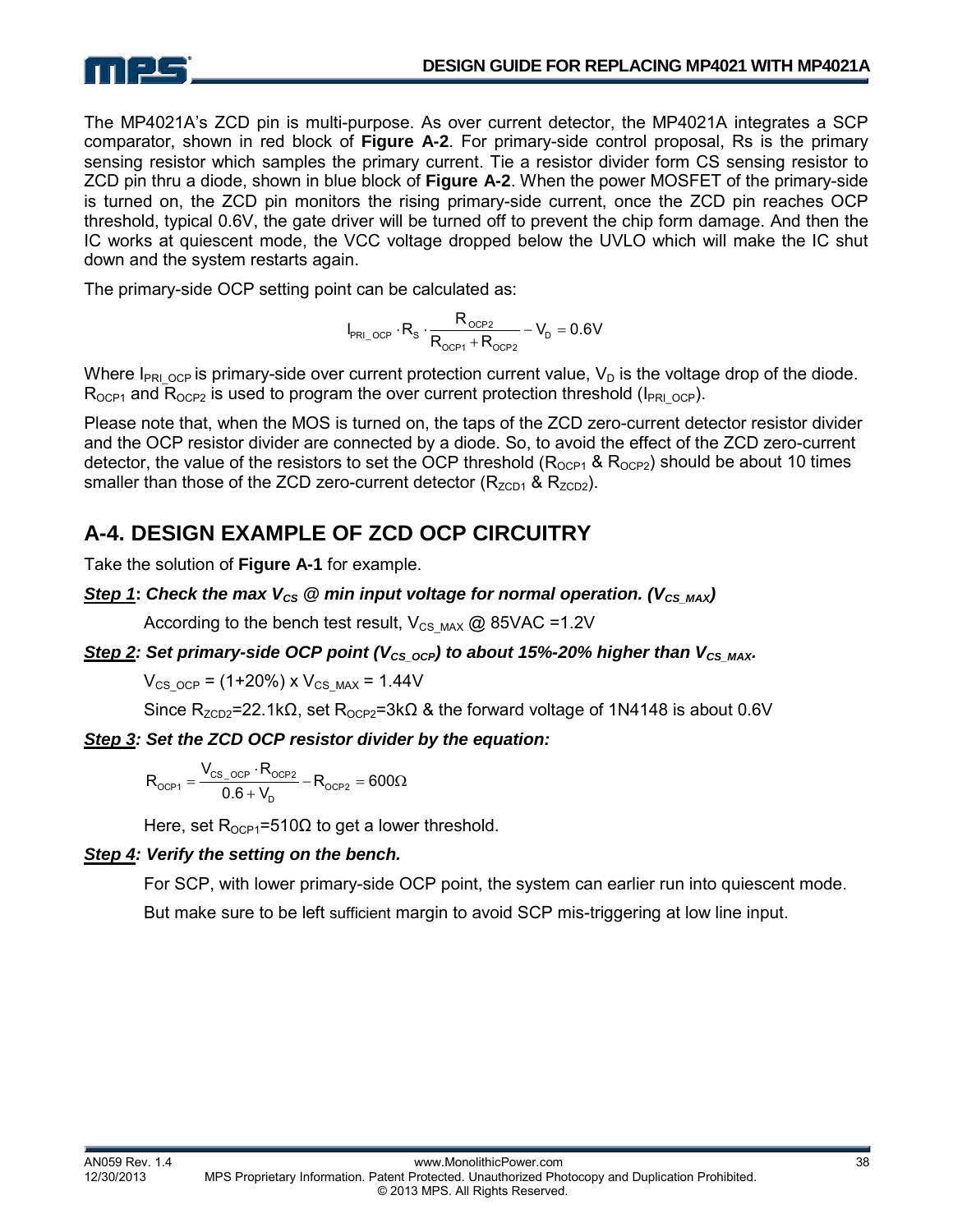The MP4021A's ZCD pin is multi-purpose. As over current detector, the MP4021A integrates a SCP comparator, shown in red block of **Figure A-2**. For primary-side control proposal, Rs is the primary sensing resistor which samples the primary current. Tie a resistor divider form CS sensing resistor to ZCD pin thru a diode, shown in blue block of **Figure A-2**. When the power MOSFET of the primary-side is turned on, the ZCD pin monitors the rising primary-side current, once the ZCD pin reaches OCP threshold, typical 0.6V, the gate driver will be turned off to prevent the chip form damage. And then the IC works at quiescent mode, the VCC voltage dropped below the UVLO which will make the IC shut down and the system restarts again.

The primary-side OCP setting point can be calculated as:

$$I_{PRI\_OCP} \cdot R_S \cdot \frac{R_{OCP2}}{R_{OCP1} + R_{OCP2}} - V_D = 0.6V$$

Where $I_{PRI\_OCP}$ is primary-side over current protection current value, $V_D$ is the voltage drop of the diode. $R_{OCP1}$ and $R_{OCP2}$ is used to program the over current protection threshold ($I_{PRI\_OCP}$).

Please note that, when the MOS is turned on, the taps of the ZCD zero-current detector resistor divider and the OCP resistor divider are connected by a diode. So, to avoid the effect of the ZCD zero-current detector, the value of the resistors to set the OCP threshold ($R_{OCP1}$ & $R_{OCP2}$) should be about 10 times smaller than those of the ZCD zero-current detector ($R_{ZCD1}$ & $R_{ZCD2}$).

## A-4. DESIGN EXAMPLE OF ZCD OCP CIRCUITRY

Take the solution of **Figure A-1** for example.

***Step 1*: Check the max $V_{CS}$ @ min input voltage for normal operation. ($V_{CS\_MAX}$)**

According to the bench test result, $V_{CS\_MAX}$ @ 85VAC =1.2V

***Step 2*: Set primary-side OCP point ($V_{CS\_OCP}$) to about 15%-20% higher than $V_{CS\_MAX}$.**

$V_{CS\_OCP}$ = (1+20%) x $V_{CS\_MAX}$ = 1.44V

Since $R_{ZCD2}$=22.1kΩ, set $R_{OCP2}$=3kΩ & the forward voltage of 1N4148 is about 0.6V

***Step 3*: Set the ZCD OCP resistor divider by the equation:**

$$R_{OCP1} = \frac{V_{CS\_OCP} \cdot R_{OCP2}}{0.6 + V_D} - R_{OCP2} = 600\Omega$$

Here, set $R_{OCP1}$=510Ω to get a lower threshold.

***Step 4*: Verify the setting on the bench.**

For SCP, with lower primary-side OCP point, the system can earlier run into quiescent mode.

But make sure to be left sufficient margin to avoid SCP mis-triggering at low line input.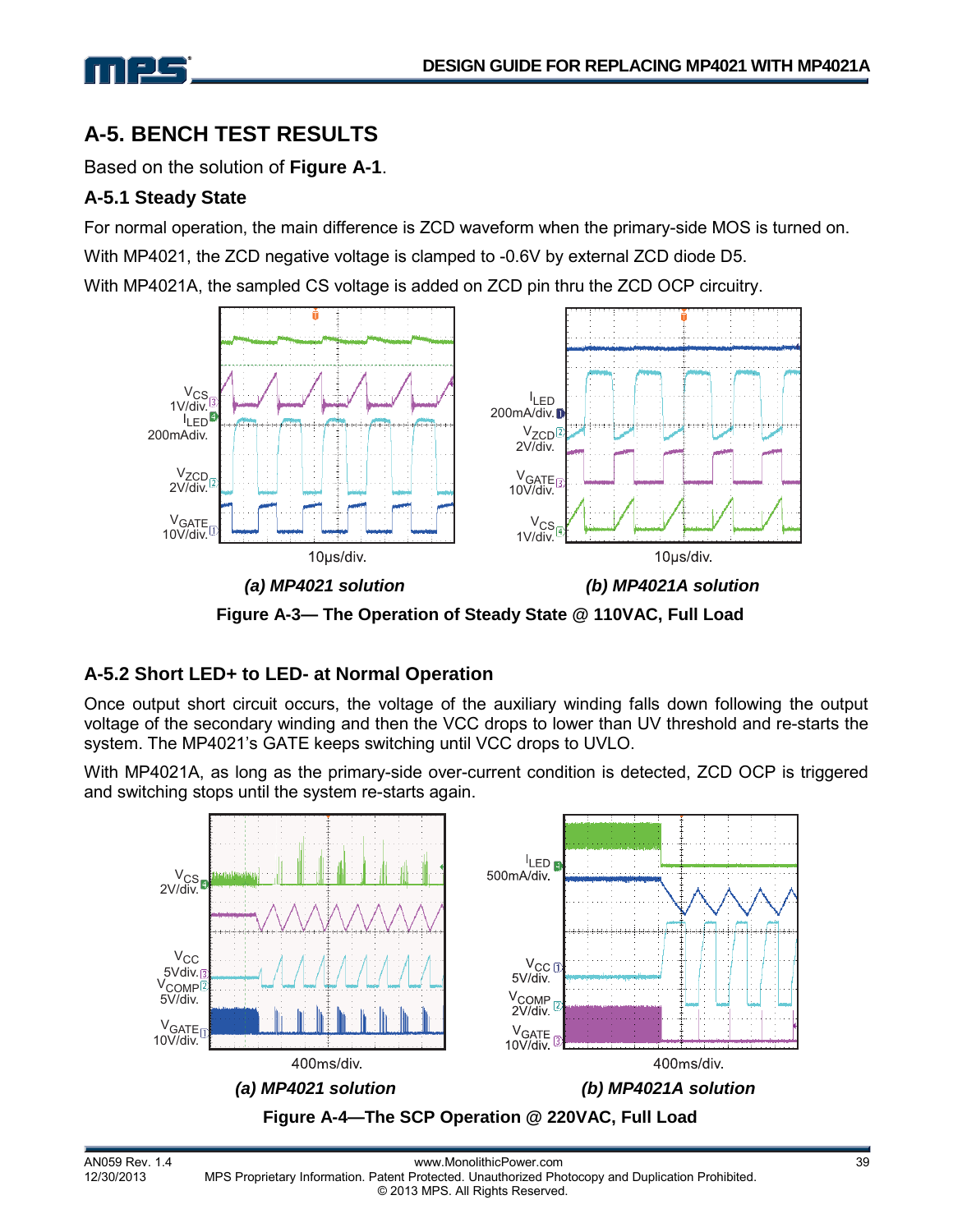## A-5. BENCH TEST RESULTS

Based on the solution of **Figure A-1**.

### A-5.1 Steady State

For normal operation, the main difference is ZCD waveform when the primary-side MOS is turned on.

With MP4021, the ZCD negative voltage is clamped to -0.6V by external ZCD diode D5.

With MP4021A, the sampled CS voltage is added on ZCD pin thru the ZCD OCP circuitry.

*(a) MP4021 solution*

*(b) MP4021A solution*

**Figure A-3— The Operation of Steady State @ 110VAC, Full Load**

### A-5.2 Short LED+ to LED- at Normal Operation

Once output short circuit occurs, the voltage of the auxiliary winding falls down following the output voltage of the secondary winding and then the VCC drops to lower than UV threshold and re-starts the system. The MP4021's GATE keeps switching until VCC drops to UVLO.

With MP4021A, as long as the primary-side over-current condition is detected, ZCD OCP is triggered and switching stops until the system re-starts again.

*(a) MP4021 solution*

*(b) MP4021A solution*

**Figure A-4—The SCP Operation @ 220VAC, Full Load**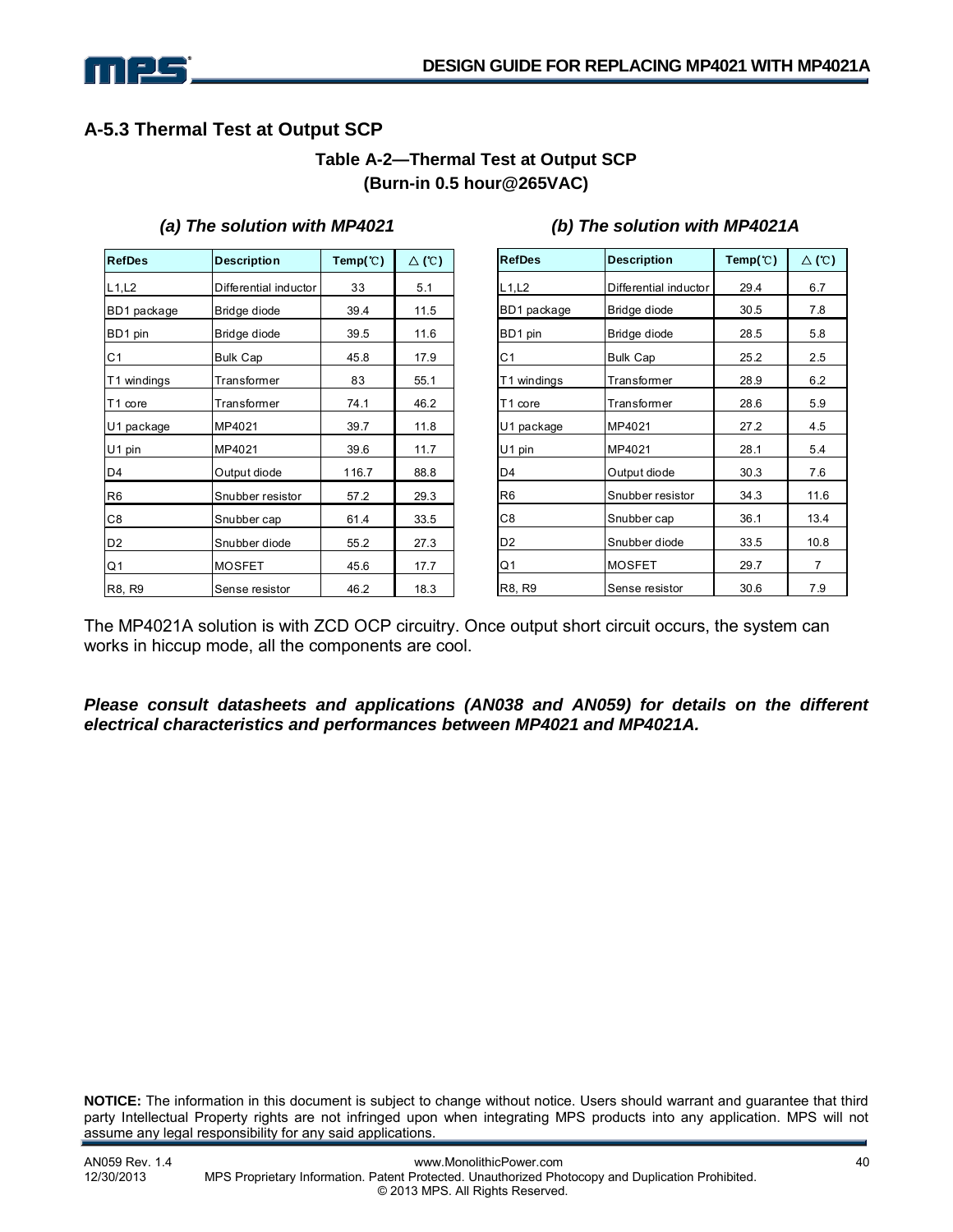### A-5.3 Thermal Test at Output SCP

**Table A-2—Thermal Test at Output SCP**
**(Burn-in 0.5 hour@265VAC)**

***(a) The solution with MP4021***

| RefDes | Description | Temp(℃) | △ (℃) |
|---|---|---|---|
| L1,L2 | Differential inductor | 33 | 5.1 |
| BD1 package | Bridge diode | 39.4 | 11.5 |
| BD1 pin | Bridge diode | 39.5 | 11.6 |
| C1 | Bulk Cap | 45.8 | 17.9 |
| T1 windings | Transformer | 83 | 55.1 |
| T1 core | Transformer | 74.1 | 46.2 |
| U1 package | MP4021 | 39.7 | 11.8 |
| U1 pin | MP4021 | 39.6 | 11.7 |
| D4 | Output diode | 116.7 | 88.8 |
| R6 | Snubber resistor | 57.2 | 29.3 |
| C8 | Snubber cap | 61.4 | 33.5 |
| D2 | Snubber diode | 55.2 | 27.3 |
| Q1 | MOSFET | 45.6 | 17.7 |
| R8, R9 | Sense resistor | 46.2 | 18.3 |

***(b) The solution with MP4021A***

| RefDes | Description | Temp(℃) | △ (℃) |
|---|---|---|---|
| L1,L2 | Differential inductor | 29.4 | 6.7 |
| BD1 package | Bridge diode | 30.5 | 7.8 |
| BD1 pin | Bridge diode | 28.5 | 5.8 |
| C1 | Bulk Cap | 25.2 | 2.5 |
| T1 windings | Transformer | 28.9 | 6.2 |
| T1 core | Transformer | 28.6 | 5.9 |
| U1 package | MP4021 | 27.2 | 4.5 |
| U1 pin | MP4021 | 28.1 | 5.4 |
| D4 | Output diode | 30.3 | 7.6 |
| R6 | Snubber resistor | 34.3 | 11.6 |
| C8 | Snubber cap | 36.1 | 13.4 |
| D2 | Snubber diode | 33.5 | 10.8 |
| Q1 | MOSFET | 29.7 | 7 |
| R8, R9 | Sense resistor | 30.6 | 7.9 |

The MP4021A solution is with ZCD OCP circuitry. Once output short circuit occurs, the system can works in hiccup mode, all the components are cool.

***Please consult datasheets and applications (AN038 and AN059) for details on the different electrical characteristics and performances between MP4021 and MP4021A.***

**NOTICE:** The information in this document is subject to change without notice. Users should warrant and guarantee that third party Intellectual Property rights are not infringed upon when integrating MPS products into any application. MPS will not assume any legal responsibility for any said applications.